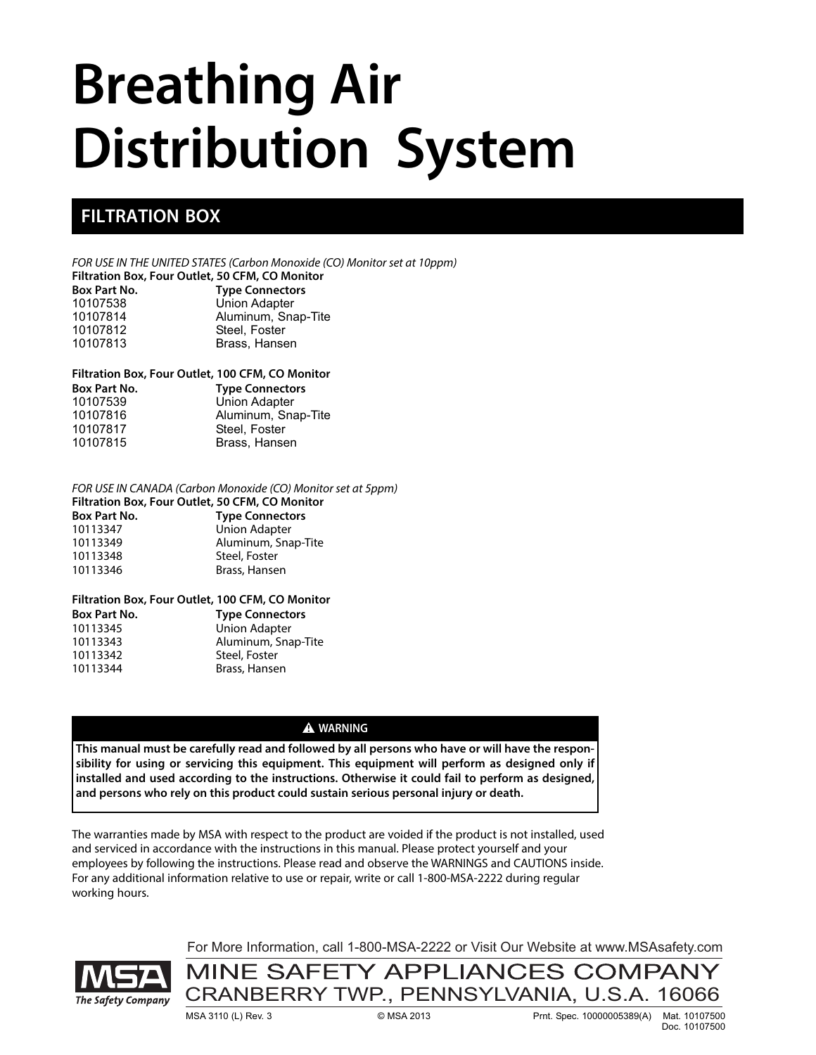# Breathing Air Distribution System

## FILTRATION BOX

*FOR USE IN THE UNITED STATES (Carbon Monoxide (CO) Monitor set at 10ppm)*

**Filtration Box, Four Outlet, 50 CFM, CO Monitor**

| Box Part No. | Type Connectors |
|---|---|
| 10107538 | Union Adapter |
| 10107814 | Aluminum, Snap-Tite |
| 10107812 | Steel, Foster |
| 10107813 | Brass, Hansen |

**Filtration Box, Four Outlet, 100 CFM, CO Monitor**

| Box Part No. | Type Connectors |
|---|---|
| 10107539 | Union Adapter |
| 10107816 | Aluminum, Snap-Tite |
| 10107817 | Steel, Foster |
| 10107815 | Brass, Hansen |

*FOR USE IN CANADA (Carbon Monoxide (CO) Monitor set at 5ppm)*

**Filtration Box, Four Outlet, 50 CFM, CO Monitor**

| Box Part No. | Type Connectors |
|---|---|
| 10113347 | Union Adapter |
| 10113349 | Aluminum, Snap-Tite |
| 10113348 | Steel, Foster |
| 10113346 | Brass, Hansen |

**Filtration Box, Four Outlet, 100 CFM, CO Monitor**

| Box Part No. | Type Connectors |
|---|---|
| 10113345 | Union Adapter |
| 10113343 | Aluminum, Snap-Tite |
| 10113342 | Steel, Foster |
| 10113344 | Brass, Hansen |

**⚠ WARNING**

**This manual must be carefully read and followed by all persons who have or will have the responsibility for using or servicing this equipment. This equipment will perform as designed only if installed and used according to the instructions. Otherwise it could fail to perform as designed, and persons who rely on this product could sustain serious personal injury or death.**

The warranties made by MSA with respect to the product are voided if the product is not installed, used and serviced in accordance with the instructions in this manual. Please protect yourself and your employees by following the instructions. Please read and observe the WARNINGS and CAUTIONS inside. For any additional information relative to use or repair, write or call 1-800-MSA-2222 during regular working hours.

For More Information, call 1-800-MSA-2222 or Visit Our Website at www.MSAsafety.com

MSA The Safety Company

MINE SAFETY APPLIANCES COMPANY
CRANBERRY TWP., PENNSYLVANIA, U.S.A. 16066

MSA 3110 (L) Rev. 3 © MSA 2013 Prnt. Spec. 10000005389(A) Mat. 10107500 Doc. 10107500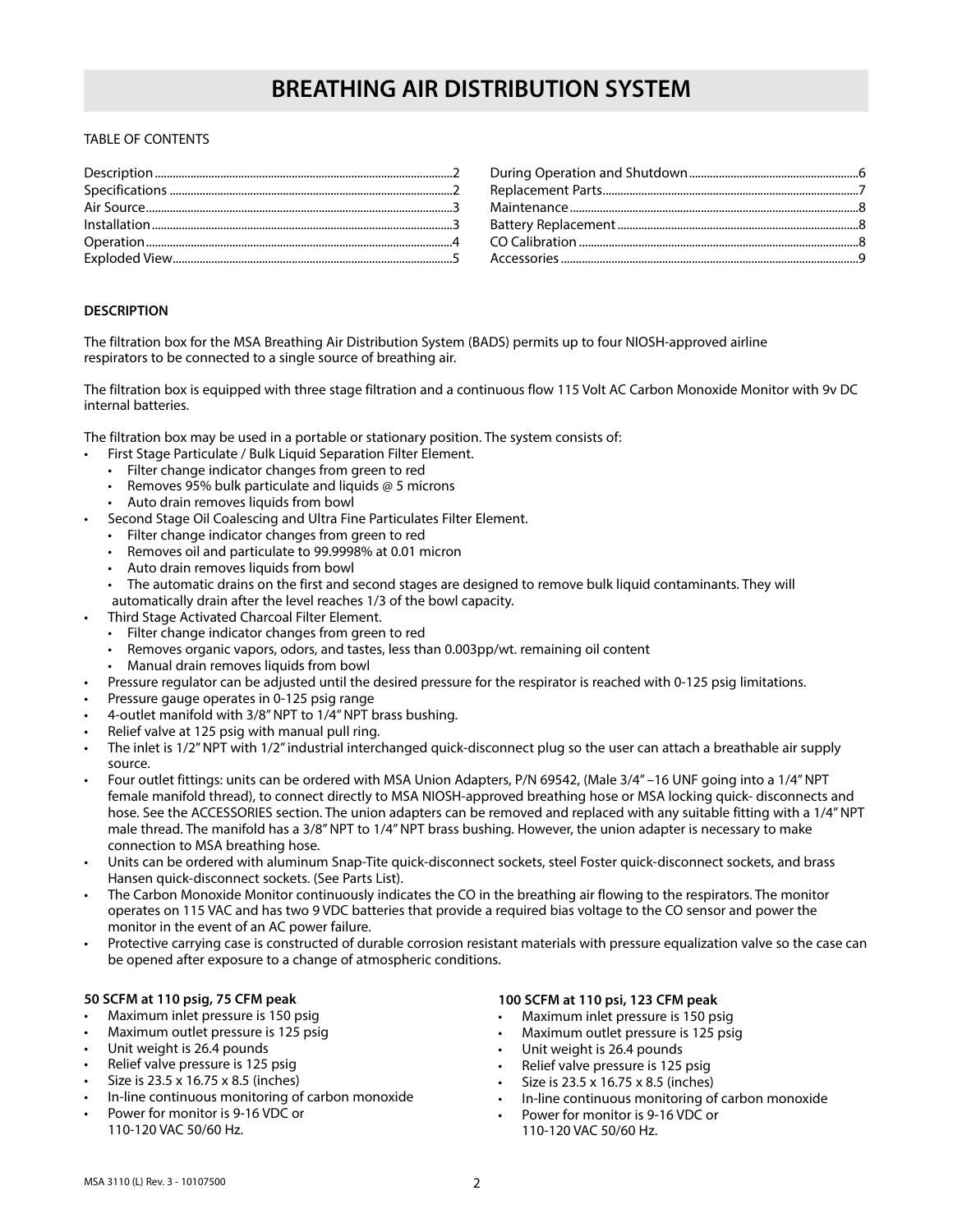# BREATHING AIR DISTRIBUTION SYSTEM

TABLE OF CONTENTS

| | | | |
|---|---|---|---|
| Description | 2 | During Operation and Shutdown | 6 |
| Specifications | 2 | Replacement Parts | 7 |
| Air Source | 3 | Maintenance | 8 |
| Installation | 3 | Battery Replacement | 8 |
| Operation | 4 | CO Calibration | 8 |
| Exploded View | 5 | Accessories | 9 |

**DESCRIPTION**

The filtration box for the MSA Breathing Air Distribution System (BADS) permits up to four NIOSH-approved airline respirators to be connected to a single source of breathing air.

The filtration box is equipped with three stage filtration and a continuous flow 115 Volt AC Carbon Monoxide Monitor with 9v DC internal batteries.

The filtration box may be used in a portable or stationary position. The system consists of:

- First Stage Particulate / Bulk Liquid Separation Filter Element.
  - Filter change indicator changes from green to red
  - Removes 95% bulk particulate and liquids @ 5 microns
  - Auto drain removes liquids from bowl
- Second Stage Oil Coalescing and Ultra Fine Particulates Filter Element.
  - Filter change indicator changes from green to red
  - Removes oil and particulate to 99.9998% at 0.01 micron
  - Auto drain removes liquids from bowl
  - The automatic drains on the first and second stages are designed to remove bulk liquid contaminants. They will automatically drain after the level reaches 1/3 of the bowl capacity.
- Third Stage Activated Charcoal Filter Element.
  - Filter change indicator changes from green to red
  - Removes organic vapors, odors, and tastes, less than 0.003pp/wt. remaining oil content
  - Manual drain removes liquids from bowl
- Pressure regulator can be adjusted until the desired pressure for the respirator is reached with 0-125 psig limitations.
- Pressure gauge operates in 0-125 psig range
- 4-outlet manifold with 3/8" NPT to 1/4" NPT brass bushing.
- Relief valve at 125 psig with manual pull ring.
- The inlet is 1/2" NPT with 1/2" industrial interchanged quick-disconnect plug so the user can attach a breathable air supply source.
- Four outlet fittings: units can be ordered with MSA Union Adapters, P/N 69542, (Male 3/4" –16 UNF going into a 1/4" NPT female manifold thread), to connect directly to MSA NIOSH-approved breathing hose or MSA locking quick- disconnects and hose. See the ACCESSORIES section. The union adapters can be removed and replaced with any suitable fitting with a 1/4" NPT male thread. The manifold has a 3/8" NPT to 1/4" NPT brass bushing. However, the union adapter is necessary to make connection to MSA breathing hose.
- Units can be ordered with aluminum Snap-Tite quick-disconnect sockets, steel Foster quick-disconnect sockets, and brass Hansen quick-disconnect sockets. (See Parts List).
- The Carbon Monoxide Monitor continuously indicates the CO in the breathing air flowing to the respirators. The monitor operates on 115 VAC and has two 9 VDC batteries that provide a required bias voltage to the CO sensor and power the monitor in the event of an AC power failure.
- Protective carrying case is constructed of durable corrosion resistant materials with pressure equalization valve so the case can be opened after exposure to a change of atmospheric conditions.

**50 SCFM at 110 psig, 75 CFM peak**

- Maximum inlet pressure is 150 psig
- Maximum outlet pressure is 125 psig
- Unit weight is 26.4 pounds
- Relief valve pressure is 125 psig
- Size is 23.5 x 16.75 x 8.5 (inches)
- In-line continuous monitoring of carbon monoxide
- Power for monitor is 9-16 VDC or 110-120 VAC 50/60 Hz.

**100 SCFM at 110 psi, 123 CFM peak**

- Maximum inlet pressure is 150 psig
- Maximum outlet pressure is 125 psig
- Unit weight is 26.4 pounds
- Relief valve pressure is 125 psig
- Size is 23.5 x 16.75 x 8.5 (inches)
- In-line continuous monitoring of carbon monoxide
- Power for monitor is 9-16 VDC or 110-120 VAC 50/60 Hz.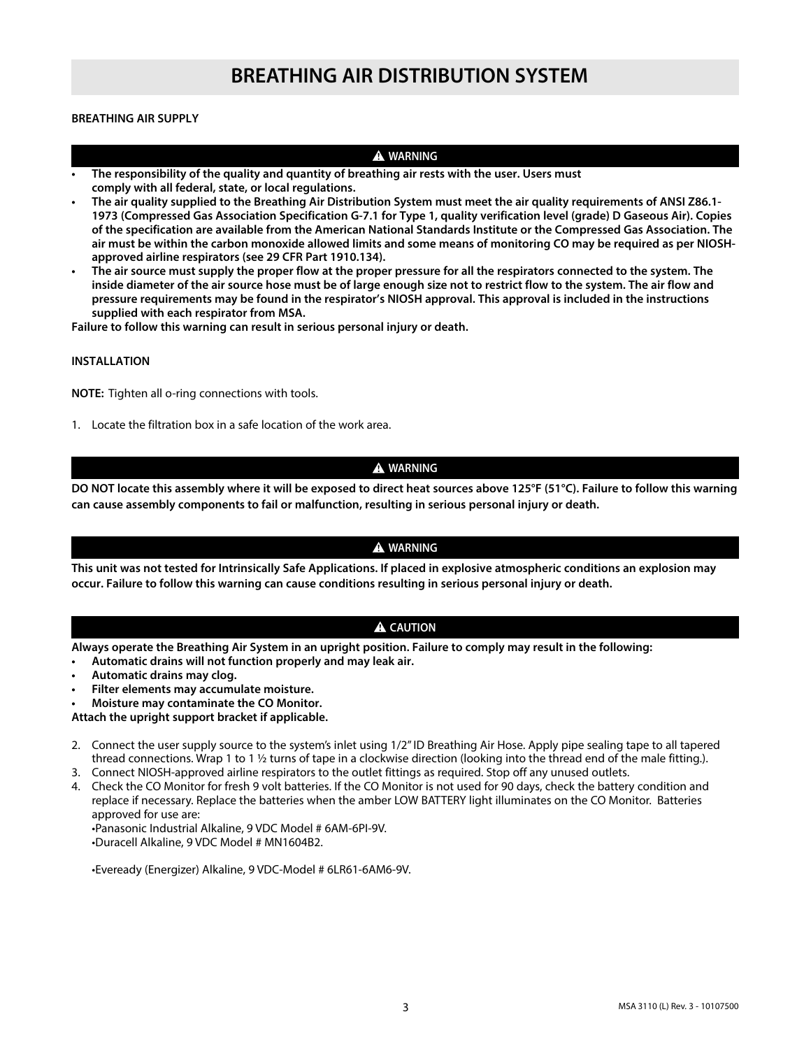# BREATHING AIR DISTRIBUTION SYSTEM

**BREATHING AIR SUPPLY**

**⚠ WARNING**

- **The responsibility of the quality and quantity of breathing air rests with the user. Users must comply with all federal, state, or local regulations.**
- **The air quality supplied to the Breathing Air Distribution System must meet the air quality requirements of ANSI Z86.1-1973 (Compressed Gas Association Specification G-7.1 for Type 1, quality verification level (grade) D Gaseous Air). Copies of the specification are available from the American National Standards Institute or the Compressed Gas Association. The air must be within the carbon monoxide allowed limits and some means of monitoring CO may be required as per NIOSH-approved airline respirators (see 29 CFR Part 1910.134).**
- **The air source must supply the proper flow at the proper pressure for all the respirators connected to the system. The inside diameter of the air source hose must be of large enough size not to restrict flow to the system. The air flow and pressure requirements may be found in the respirator's NIOSH approval. This approval is included in the instructions supplied with each respirator from MSA.**

**Failure to follow this warning can result in serious personal injury or death.**

**INSTALLATION**

**NOTE:** Tighten all o-ring connections with tools.

1. Locate the filtration box in a safe location of the work area.

**⚠ WARNING**

**DO NOT locate this assembly where it will be exposed to direct heat sources above 125°F (51°C). Failure to follow this warning can cause assembly components to fail or malfunction, resulting in serious personal injury or death.**

**⚠ WARNING**

**This unit was not tested for Intrinsically Safe Applications. If placed in explosive atmospheric conditions an explosion may occur. Failure to follow this warning can cause conditions resulting in serious personal injury or death.**

**⚠ CAUTION**

**Always operate the Breathing Air System in an upright position. Failure to comply may result in the following:**

- **Automatic drains will not function properly and may leak air.**
- **Automatic drains may clog.**
- **Filter elements may accumulate moisture.**
- **Moisture may contaminate the CO Monitor.**

**Attach the upright support bracket if applicable.**

2. Connect the user supply source to the system's inlet using 1/2" ID Breathing Air Hose. Apply pipe sealing tape to all tapered thread connections. Wrap 1 to 1 ½ turns of tape in a clockwise direction (looking into the thread end of the male fitting.).
3. Connect NIOSH-approved airline respirators to the outlet fittings as required. Stop off any unused outlets.
4. Check the CO Monitor for fresh 9 volt batteries. If the CO Monitor is not used for 90 days, check the battery condition and replace if necessary. Replace the batteries when the amber LOW BATTERY light illuminates on the CO Monitor. Batteries approved for use are:
   - Panasonic Industrial Alkaline, 9 VDC Model # 6AM-6PI-9V.
   - Duracell Alkaline, 9 VDC Model # MN1604B2.
   - Eveready (Energizer) Alkaline, 9 VDC-Model # 6LR61-6AM6-9V.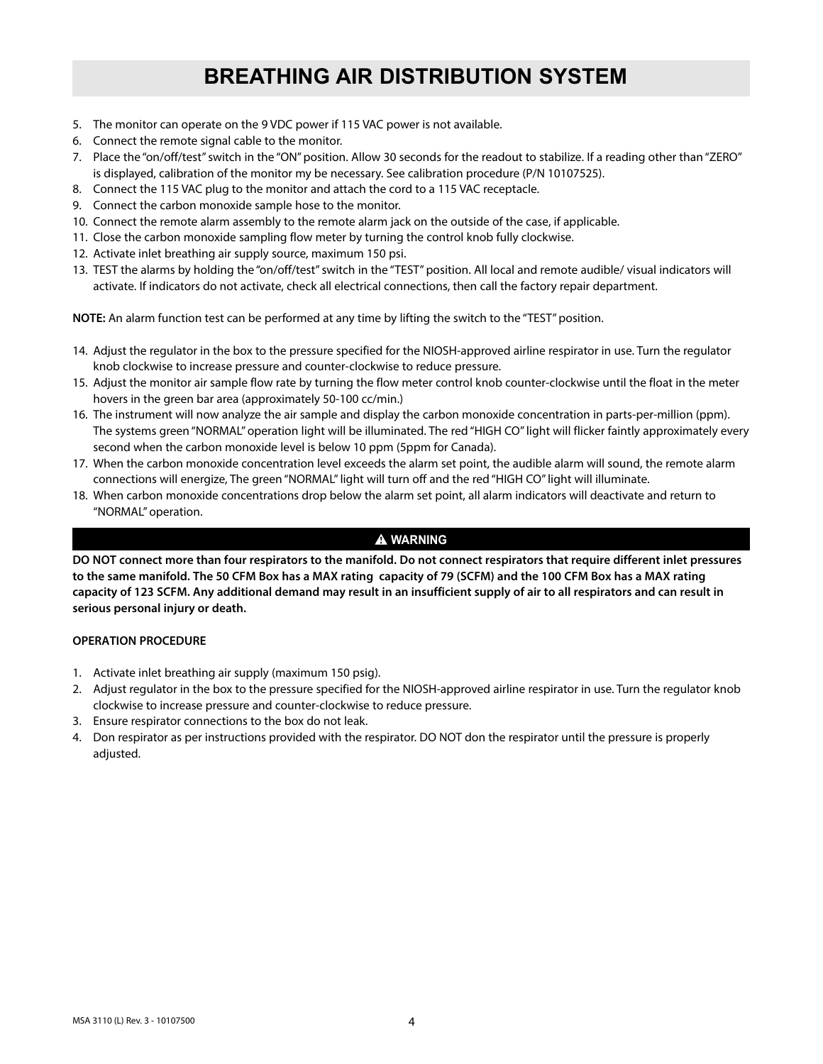# BREATHING AIR DISTRIBUTION SYSTEM

5. The monitor can operate on the 9 VDC power if 115 VAC power is not available.
6. Connect the remote signal cable to the monitor.
7. Place the "on/off/test" switch in the "ON" position. Allow 30 seconds for the readout to stabilize. If a reading other than "ZERO" is displayed, calibration of the monitor my be necessary. See calibration procedure (P/N 10107525).
8. Connect the 115 VAC plug to the monitor and attach the cord to a 115 VAC receptacle.
9. Connect the carbon monoxide sample hose to the monitor.
10. Connect the remote alarm assembly to the remote alarm jack on the outside of the case, if applicable.
11. Close the carbon monoxide sampling flow meter by turning the control knob fully clockwise.
12. Activate inlet breathing air supply source, maximum 150 psi.
13. TEST the alarms by holding the "on/off/test" switch in the "TEST" position. All local and remote audible/ visual indicators will activate. If indicators do not activate, check all electrical connections, then call the factory repair department.

**NOTE:** An alarm function test can be performed at any time by lifting the switch to the "TEST" position.

14. Adjust the regulator in the box to the pressure specified for the NIOSH-approved airline respirator in use. Turn the regulator knob clockwise to increase pressure and counter-clockwise to reduce pressure.
15. Adjust the monitor air sample flow rate by turning the flow meter control knob counter-clockwise until the float in the meter hovers in the green bar area (approximately 50-100 cc/min.)
16. The instrument will now analyze the air sample and display the carbon monoxide concentration in parts-per-million (ppm). The systems green "NORMAL" operation light will be illuminated. The red "HIGH CO" light will flicker faintly approximately every second when the carbon monoxide level is below 10 ppm (5ppm for Canada).
17. When the carbon monoxide concentration level exceeds the alarm set point, the audible alarm will sound, the remote alarm connections will energize, The green "NORMAL" light will turn off and the red "HIGH CO" light will illuminate.
18. When carbon monoxide concentrations drop below the alarm set point, all alarm indicators will deactivate and return to "NORMAL" operation.

**⚠ WARNING**

**DO NOT connect more than four respirators to the manifold. Do not connect respirators that require different inlet pressures to the same manifold. The 50 CFM Box has a MAX rating capacity of 79 (SCFM) and the 100 CFM Box has a MAX rating capacity of 123 SCFM. Any additional demand may result in an insufficient supply of air to all respirators and can result in serious personal injury or death.**

**OPERATION PROCEDURE**

1. Activate inlet breathing air supply (maximum 150 psig).
2. Adjust regulator in the box to the pressure specified for the NIOSH-approved airline respirator in use. Turn the regulator knob clockwise to increase pressure and counter-clockwise to reduce pressure.
3. Ensure respirator connections to the box do not leak.
4. Don respirator as per instructions provided with the respirator. DO NOT don the respirator until the pressure is properly adjusted.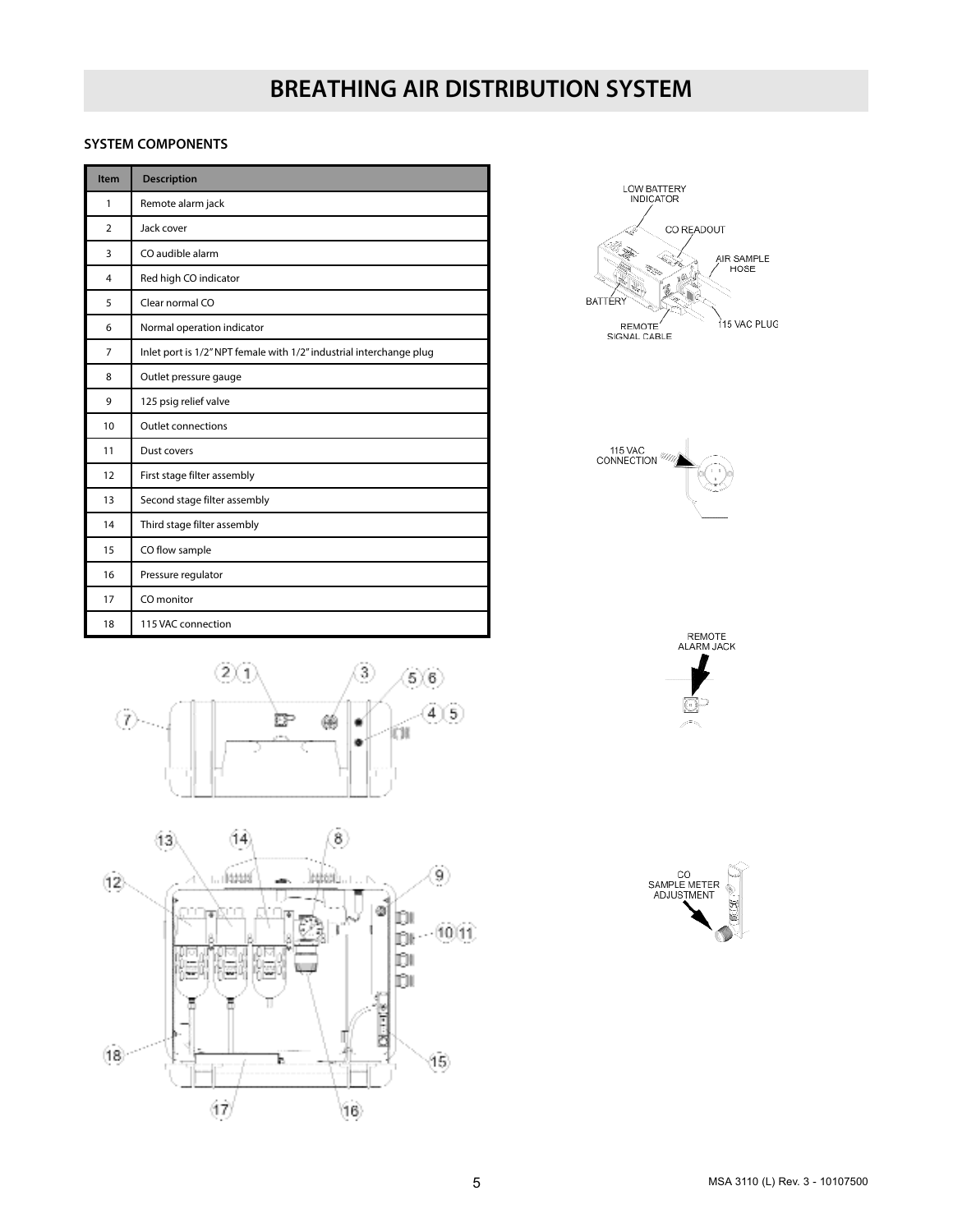# BREATHING AIR DISTRIBUTION SYSTEM

### SYSTEM COMPONENTS

| Item | Description |
|---|---|
| 1 | Remote alarm jack |
| 2 | Jack cover |
| 3 | CO audible alarm |
| 4 | Red high CO indicator |
| 5 | Clear normal CO |
| 6 | Normal operation indicator |
| 7 | Inlet port is 1/2" NPT female with 1/2" industrial interchange plug |
| 8 | Outlet pressure gauge |
| 9 | 125 psig relief valve |
| 10 | Outlet connections |
| 11 | Dust covers |
| 12 | First stage filter assembly |
| 13 | Second stage filter assembly |
| 14 | Third stage filter assembly |
| 15 | CO flow sample |
| 16 | Pressure regulator |
| 17 | CO monitor |
| 18 | 115 VAC connection |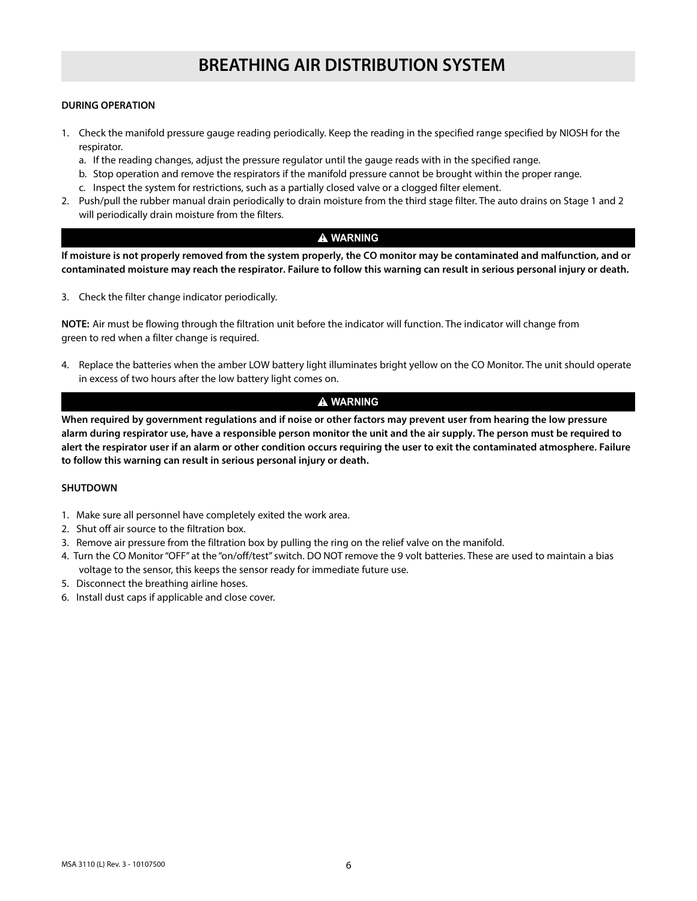# BREATHING AIR DISTRIBUTION SYSTEM

**DURING OPERATION**

1. Check the manifold pressure gauge reading periodically. Keep the reading in the specified range specified by NIOSH for the respirator.
   a. If the reading changes, adjust the pressure regulator until the gauge reads with in the specified range.
   b. Stop operation and remove the respirators if the manifold pressure cannot be brought within the proper range.
   c. Inspect the system for restrictions, such as a partially closed valve or a clogged filter element.
2. Push/pull the rubber manual drain periodically to drain moisture from the third stage filter. The auto drains on Stage 1 and 2 will periodically drain moisture from the filters.

**⚠ WARNING**

**If moisture is not properly removed from the system properly, the CO monitor may be contaminated and malfunction, and or contaminated moisture may reach the respirator. Failure to follow this warning can result in serious personal injury or death.**

3. Check the filter change indicator periodically.

**NOTE:** Air must be flowing through the filtration unit before the indicator will function. The indicator will change from green to red when a filter change is required.

4. Replace the batteries when the amber LOW battery light illuminates bright yellow on the CO Monitor. The unit should operate in excess of two hours after the low battery light comes on.

**⚠ WARNING**

**When required by government regulations and if noise or other factors may prevent user from hearing the low pressure alarm during respirator use, have a responsible person monitor the unit and the air supply. The person must be required to alert the respirator user if an alarm or other condition occurs requiring the user to exit the contaminated atmosphere. Failure to follow this warning can result in serious personal injury or death.**

**SHUTDOWN**

1. Make sure all personnel have completely exited the work area.
2. Shut off air source to the filtration box.
3. Remove air pressure from the filtration box by pulling the ring on the relief valve on the manifold.
4. Turn the CO Monitor "OFF" at the "on/off/test" switch. DO NOT remove the 9 volt batteries. These are used to maintain a bias voltage to the sensor, this keeps the sensor ready for immediate future use.
5. Disconnect the breathing airline hoses.
6. Install dust caps if applicable and close cover.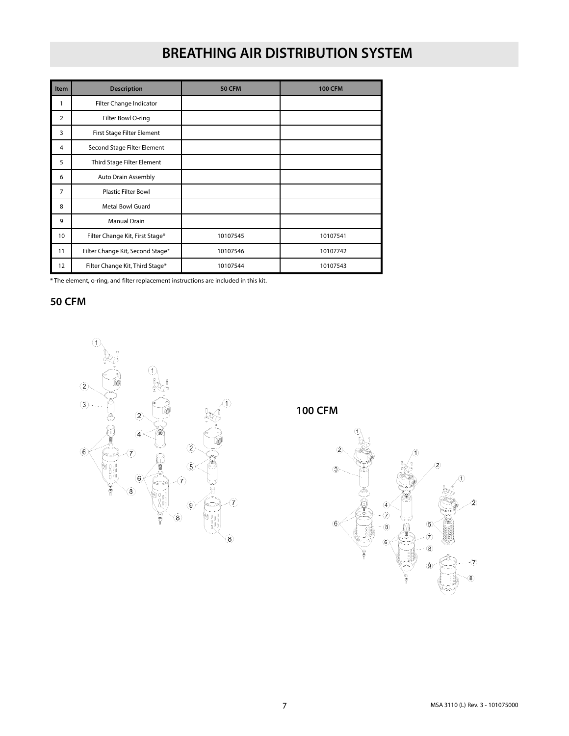# BREATHING AIR DISTRIBUTION SYSTEM

| Item | Description | 50 CFM | 100 CFM |
|---|---|---|---|
| 1 | Filter Change Indicator | | |
| 2 | Filter Bowl O-ring | | |
| 3 | First Stage Filter Element | | |
| 4 | Second Stage Filter Element | | |
| 5 | Third Stage Filter Element | | |
| 6 | Auto Drain Assembly | | |
| 7 | Plastic Filter Bowl | | |
| 8 | Metal Bowl Guard | | |
| 9 | Manual Drain | | |
| 10 | Filter Change Kit, First Stage* | 10107545 | 10107541 |
| 11 | Filter Change Kit, Second Stage* | 10107546 | 10107742 |
| 12 | Filter Change Kit, Third Stage* | 10107544 | 10107543 |

* The element, o-ring, and filter replacement instructions are included in this kit.

## 50 CFM

## 100 CFM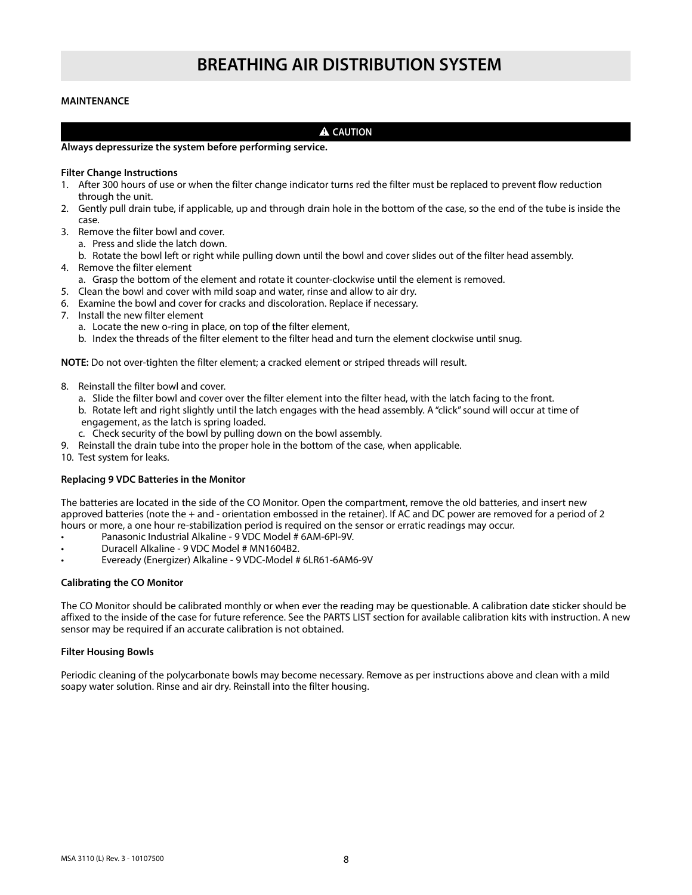# BREATHING AIR DISTRIBUTION SYSTEM

**MAINTENANCE**

**⚠ CAUTION**

**Always depressurize the system before performing service.**

**Filter Change Instructions**

1. After 300 hours of use or when the filter change indicator turns red the filter must be replaced to prevent flow reduction through the unit.
2. Gently pull drain tube, if applicable, up and through drain hole in the bottom of the case, so the end of the tube is inside the case.
3. Remove the filter bowl and cover.
   a. Press and slide the latch down.
   b. Rotate the bowl left or right while pulling down until the bowl and cover slides out of the filter head assembly.
4. Remove the filter element
   a. Grasp the bottom of the element and rotate it counter-clockwise until the element is removed.
5. Clean the bowl and cover with mild soap and water, rinse and allow to air dry.
6. Examine the bowl and cover for cracks and discoloration. Replace if necessary.
7. Install the new filter element
   a. Locate the new o-ring in place, on top of the filter element,
   b. Index the threads of the filter element to the filter head and turn the element clockwise until snug.

**NOTE:** Do not over-tighten the filter element; a cracked element or striped threads will result.

8. Reinstall the filter bowl and cover.
   a. Slide the filter bowl and cover over the filter element into the filter head, with the latch facing to the front.
   b. Rotate left and right slightly until the latch engages with the head assembly. A "click" sound will occur at time of engagement, as the latch is spring loaded.
   c. Check security of the bowl by pulling down on the bowl assembly.
9. Reinstall the drain tube into the proper hole in the bottom of the case, when applicable.
10. Test system for leaks.

**Replacing 9 VDC Batteries in the Monitor**

The batteries are located in the side of the CO Monitor. Open the compartment, remove the old batteries, and insert new approved batteries (note the + and - orientation embossed in the retainer). If AC and DC power are removed for a period of 2 hours or more, a one hour re-stabilization period is required on the sensor or erratic readings may occur.

- Panasonic Industrial Alkaline - 9 VDC Model # 6AM-6PI-9V.
- Duracell Alkaline - 9 VDC Model # MN1604B2.
- Eveready (Energizer) Alkaline - 9 VDC-Model # 6LR61-6AM6-9V

**Calibrating the CO Monitor**

The CO Monitor should be calibrated monthly or when ever the reading may be questionable. A calibration date sticker should be affixed to the inside of the case for future reference. See the PARTS LIST section for available calibration kits with instruction. A new sensor may be required if an accurate calibration is not obtained.

**Filter Housing Bowls**

Periodic cleaning of the polycarbonate bowls may become necessary. Remove as per instructions above and clean with a mild soapy water solution. Rinse and air dry. Reinstall into the filter housing.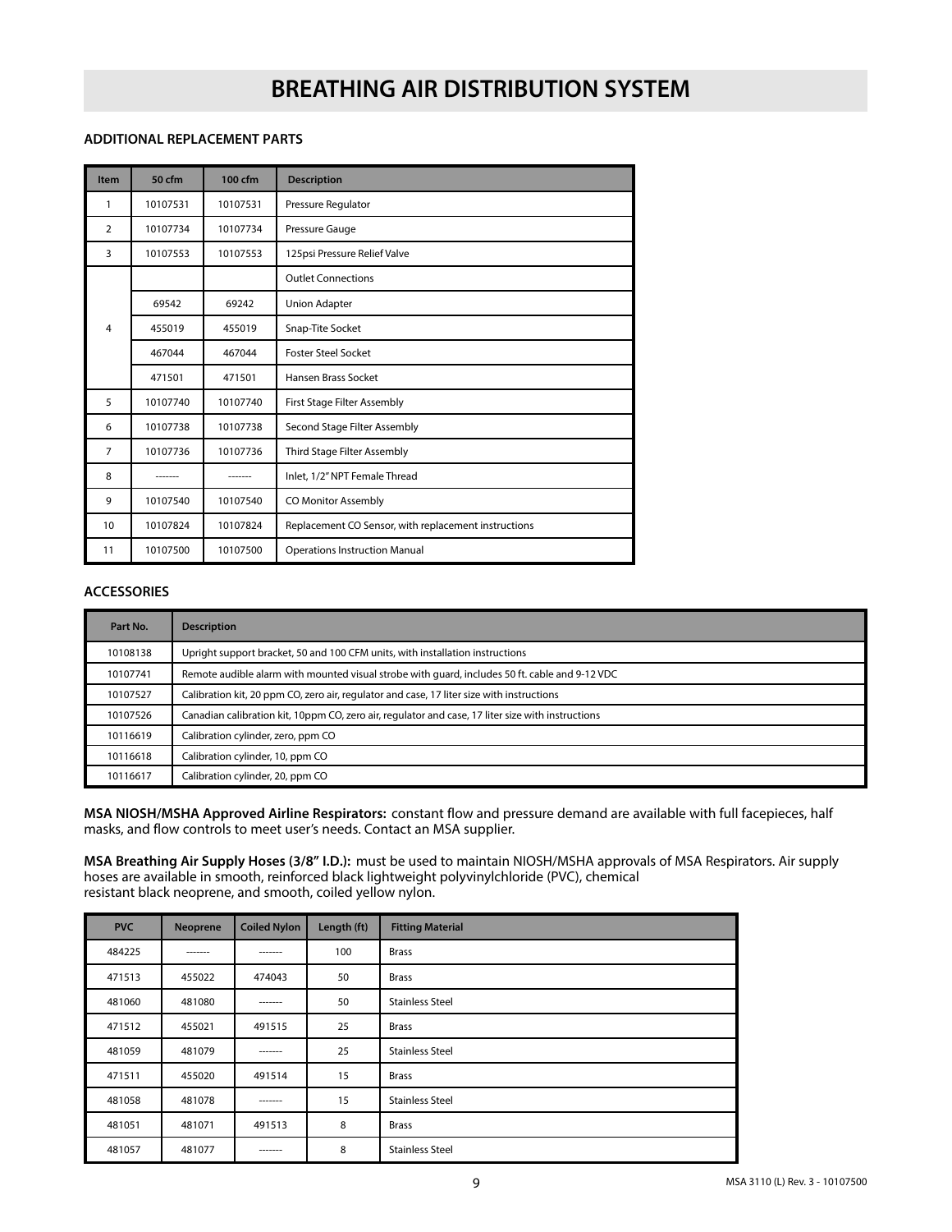# BREATHING AIR DISTRIBUTION SYSTEM

### ADDITIONAL REPLACEMENT PARTS

| Item | 50 cfm | 100 cfm | Description |
|---|---|---|---|
| 1 | 10107531 | 10107531 | Pressure Regulator |
| 2 | 10107734 | 10107734 | Pressure Gauge |
| 3 | 10107553 | 10107553 | 125psi Pressure Relief Valve |
| 4 | | | Outlet Connections |
| | 69542 | 69242 | Union Adapter |
| | 455019 | 455019 | Snap-Tite Socket |
| | 467044 | 467044 | Foster Steel Socket |
| | 471501 | 471501 | Hansen Brass Socket |
| 5 | 10107740 | 10107740 | First Stage Filter Assembly |
| 6 | 10107738 | 10107738 | Second Stage Filter Assembly |
| 7 | 10107736 | 10107736 | Third Stage Filter Assembly |
| 8 | ------- | ------- | Inlet, 1/2" NPT Female Thread |
| 9 | 10107540 | 10107540 | CO Monitor Assembly |
| 10 | 10107824 | 10107824 | Replacement CO Sensor, with replacement instructions |
| 11 | 10107500 | 10107500 | Operations Instruction Manual |

### ACCESSORIES

| Part No. | Description |
|---|---|
| 10108138 | Upright support bracket, 50 and 100 CFM units, with installation instructions |
| 10107741 | Remote audible alarm with mounted visual strobe with guard, includes 50 ft. cable and 9-12 VDC |
| 10107527 | Calibration kit, 20 ppm CO, zero air, regulator and case, 17 liter size with instructions |
| 10107526 | Canadian calibration kit, 10ppm CO, zero air, regulator and case, 17 liter size with instructions |
| 10116619 | Calibration cylinder, zero, ppm CO |
| 10116618 | Calibration cylinder, 10, ppm CO |
| 10116617 | Calibration cylinder, 20, ppm CO |

**MSA NIOSH/MSHA Approved Airline Respirators:** constant flow and pressure demand are available with full facepieces, half masks, and flow controls to meet user's needs. Contact an MSA supplier.

**MSA Breathing Air Supply Hoses (3/8" I.D.):** must be used to maintain NIOSH/MSHA approvals of MSA Respirators. Air supply hoses are available in smooth, reinforced black lightweight polyvinylchloride (PVC), chemical resistant black neoprene, and smooth, coiled yellow nylon.

| PVC | Neoprene | Coiled Nylon | Length (ft) | Fitting Material |
|---|---|---|---|---|
| 484225 | ------- | ------- | 100 | Brass |
| 471513 | 455022 | 474043 | 50 | Brass |
| 481060 | 481080 | ------- | 50 | Stainless Steel |
| 471512 | 455021 | 491515 | 25 | Brass |
| 481059 | 481079 | ------- | 25 | Stainless Steel |
| 471511 | 455020 | 491514 | 15 | Brass |
| 481058 | 481078 | ------- | 15 | Stainless Steel |
| 481051 | 481071 | 491513 | 8 | Brass |
| 481057 | 481077 | ------- | 8 | Stainless Steel |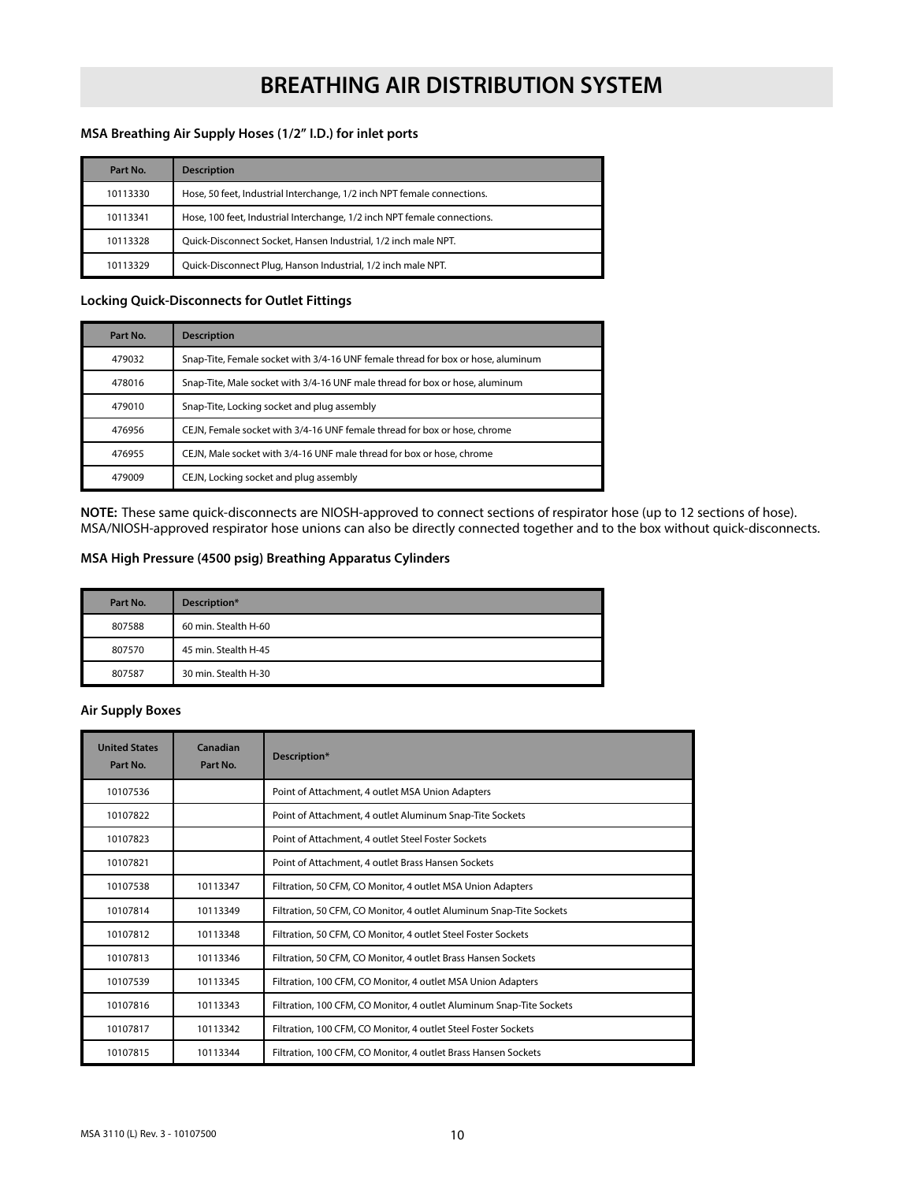# BREATHING AIR DISTRIBUTION SYSTEM

### MSA Breathing Air Supply Hoses (1/2" I.D.) for inlet ports

| Part No. | Description |
|---|---|
| 10113330 | Hose, 50 feet, Industrial Interchange, 1/2 inch NPT female connections. |
| 10113341 | Hose, 100 feet, Industrial Interchange, 1/2 inch NPT female connections. |
| 10113328 | Quick-Disconnect Socket, Hansen Industrial, 1/2 inch male NPT. |
| 10113329 | Quick-Disconnect Plug, Hanson Industrial, 1/2 inch male NPT. |

### Locking Quick-Disconnects for Outlet Fittings

| Part No. | Description |
|---|---|
| 479032 | Snap-Tite, Female socket with 3/4-16 UNF female thread for box or hose, aluminum |
| 478016 | Snap-Tite, Male socket with 3/4-16 UNF male thread for box or hose, aluminum |
| 479010 | Snap-Tite, Locking socket and plug assembly |
| 476956 | CEJN, Female socket with 3/4-16 UNF female thread for box or hose, chrome |
| 476955 | CEJN, Male socket with 3/4-16 UNF male thread for box or hose, chrome |
| 479009 | CEJN, Locking socket and plug assembly |

**NOTE:** These same quick-disconnects are NIOSH-approved to connect sections of respirator hose (up to 12 sections of hose). MSA/NIOSH-approved respirator hose unions can also be directly connected together and to the box without quick-disconnects.

### MSA High Pressure (4500 psig) Breathing Apparatus Cylinders

| Part No. | Description* |
|---|---|
| 807588 | 60 min. Stealth H-60 |
| 807570 | 45 min. Stealth H-45 |
| 807587 | 30 min. Stealth H-30 |

### Air Supply Boxes

| United States Part No. | Canadian Part No. | Description* |
|---|---|---|
| 10107536 | | Point of Attachment, 4 outlet MSA Union Adapters |
| 10107822 | | Point of Attachment, 4 outlet Aluminum Snap-Tite Sockets |
| 10107823 | | Point of Attachment, 4 outlet Steel Foster Sockets |
| 10107821 | | Point of Attachment, 4 outlet Brass Hansen Sockets |
| 10107538 | 10113347 | Filtration, 50 CFM, CO Monitor, 4 outlet MSA Union Adapters |
| 10107814 | 10113349 | Filtration, 50 CFM, CO Monitor, 4 outlet Aluminum Snap-Tite Sockets |
| 10107812 | 10113348 | Filtration, 50 CFM, CO Monitor, 4 outlet Steel Foster Sockets |
| 10107813 | 10113346 | Filtration, 50 CFM, CO Monitor, 4 outlet Brass Hansen Sockets |
| 10107539 | 10113345 | Filtration, 100 CFM, CO Monitor, 4 outlet MSA Union Adapters |
| 10107816 | 10113343 | Filtration, 100 CFM, CO Monitor, 4 outlet Aluminum Snap-Tite Sockets |
| 10107817 | 10113342 | Filtration, 100 CFM, CO Monitor, 4 outlet Steel Foster Sockets |
| 10107815 | 10113344 | Filtration, 100 CFM, CO Monitor, 4 outlet Brass Hansen Sockets |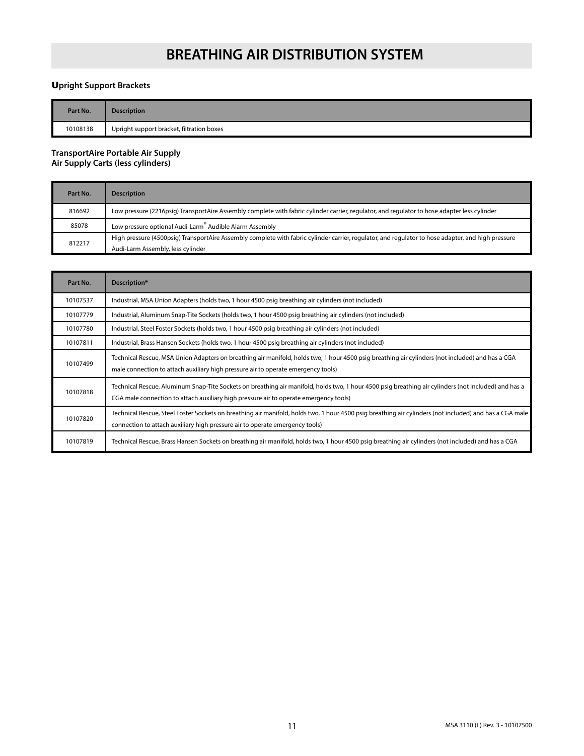# BREATHING AIR DISTRIBUTION SYSTEM

### Upright Support Brackets

| Part No. | Description |
|---|---|
| 10108138 | Upright support bracket, filtration boxes |

### TransportAire Portable Air Supply
### Air Supply Carts (less cylinders)

| Part No. | Description |
|---|---|
| 816692 | Low pressure (2216psig) TransportAire Assembly complete with fabric cylinder carrier, regulator, and regulator to hose adapter less cylinder |
| 85078 | Low pressure optional Audi-Larm® Audible Alarm Assembly |
| 812217 | High pressure (4500psig) TransportAire Assembly complete with fabric cylinder carrier, regulator, and regulator to hose adapter, and high pressure Audi-Larm Assembly, less cylinder |

| Part No. | Description* |
|---|---|
| 10107537 | Industrial, MSA Union Adapters (holds two, 1 hour 4500 psig breathing air cylinders (not included) |
| 10107779 | Industrial, Aluminum Snap-Tite Sockets (holds two, 1 hour 4500 psig breathing air cylinders (not included) |
| 10107780 | Industrial, Steel Foster Sockets (holds two, 1 hour 4500 psig breathing air cylinders (not included) |
| 10107811 | Industrial, Brass Hansen Sockets (holds two, 1 hour 4500 psig breathing air cylinders (not included) |
| 10107499 | Technical Rescue, MSA Union Adapters on breathing air manifold, holds two, 1 hour 4500 psig breathing air cylinders (not included) and has a CGA male connection to attach auxiliary high pressure air to operate emergency tools) |
| 10107818 | Technical Rescue, Aluminum Snap-Tite Sockets on breathing air manifold, holds two, 1 hour 4500 psig breathing air cylinders (not included) and has a CGA male connection to attach auxiliary high pressure air to operate emergency tools) |
| 10107820 | Technical Rescue, Steel Foster Sockets on breathing air manifold, holds two, 1 hour 4500 psig breathing air cylinders (not included) and has a CGA male connection to attach auxiliary high pressure air to operate emergency tools) |
| 10107819 | Technical Rescue, Brass Hansen Sockets on breathing air manifold, holds two, 1 hour 4500 psig breathing air cylinders (not included) and has a CGA |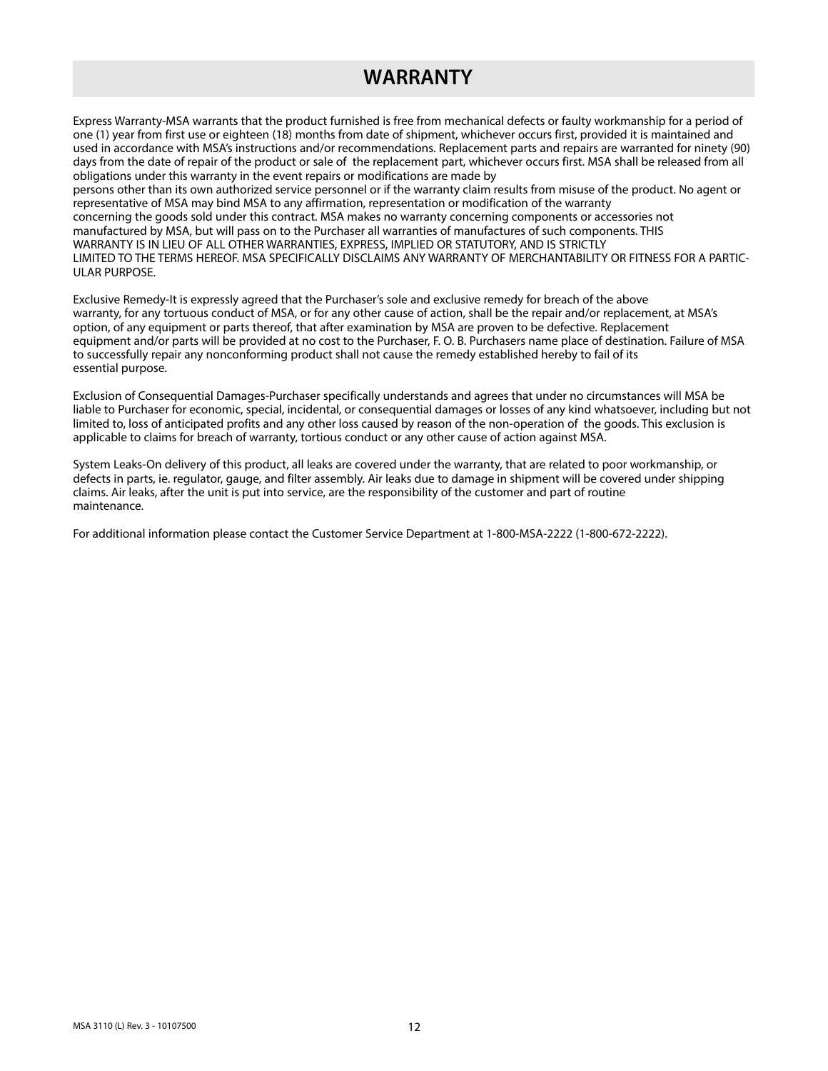# WARRANTY

Express Warranty-MSA warrants that the product furnished is free from mechanical defects or faulty workmanship for a period of one (1) year from first use or eighteen (18) months from date of shipment, whichever occurs first, provided it is maintained and used in accordance with MSA's instructions and/or recommendations. Replacement parts and repairs are warranted for ninety (90) days from the date of repair of the product or sale of the replacement part, whichever occurs first. MSA shall be released from all obligations under this warranty in the event repairs or modifications are made by persons other than its own authorized service personnel or if the warranty claim results from misuse of the product. No agent or representative of MSA may bind MSA to any affirmation, representation or modification of the warranty concerning the goods sold under this contract. MSA makes no warranty concerning components or accessories not manufactured by MSA, but will pass on to the Purchaser all warranties of manufactures of such components. THIS WARRANTY IS IN LIEU OF ALL OTHER WARRANTIES, EXPRESS, IMPLIED OR STATUTORY, AND IS STRICTLY LIMITED TO THE TERMS HEREOF. MSA SPECIFICALLY DISCLAIMS ANY WARRANTY OF MERCHANTABILITY OR FITNESS FOR A PARTICULAR PURPOSE.

Exclusive Remedy-It is expressly agreed that the Purchaser's sole and exclusive remedy for breach of the above warranty, for any tortuous conduct of MSA, or for any other cause of action, shall be the repair and/or replacement, at MSA's option, of any equipment or parts thereof, that after examination by MSA are proven to be defective. Replacement equipment and/or parts will be provided at no cost to the Purchaser, F. O. B. Purchasers name place of destination. Failure of MSA to successfully repair any nonconforming product shall not cause the remedy established hereby to fail of its essential purpose.

Exclusion of Consequential Damages-Purchaser specifically understands and agrees that under no circumstances will MSA be liable to Purchaser for economic, special, incidental, or consequential damages or losses of any kind whatsoever, including but not limited to, loss of anticipated profits and any other loss caused by reason of the non-operation of the goods. This exclusion is applicable to claims for breach of warranty, tortious conduct or any other cause of action against MSA.

System Leaks-On delivery of this product, all leaks are covered under the warranty, that are related to poor workmanship, or defects in parts, ie. regulator, gauge, and filter assembly. Air leaks due to damage in shipment will be covered under shipping claims. Air leaks, after the unit is put into service, are the responsibility of the customer and part of routine maintenance.

For additional information please contact the Customer Service Department at 1-800-MSA-2222 (1-800-672-2222).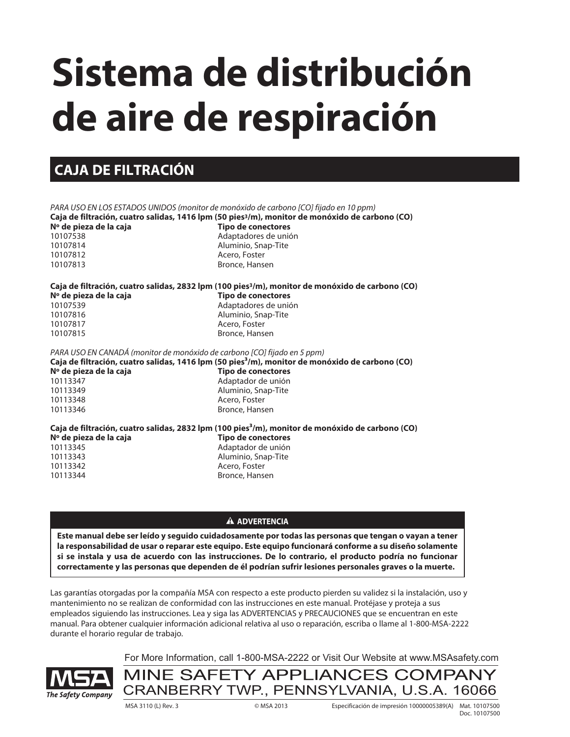# Sistema de distribución de aire de respiración

## CAJA DE FILTRACIÓN

*PARA USO EN LOS ESTADOS UNIDOS (monitor de monóxido de carbono [CO] fijado en 10 ppm)*

**Caja de filtración, cuatro salidas, 1416 lpm (50 pies³/m), monitor de monóxido de carbono (CO)**

| Nº de pieza de la caja | Tipo de conectores |
|---|---|
| 10107538 | Adaptadores de unión |
| 10107814 | Aluminio, Snap-Tite |
| 10107812 | Acero, Foster |
| 10107813 | Bronce, Hansen |

**Caja de filtración, cuatro salidas, 2832 lpm (100 pies³/m), monitor de monóxido de carbono (CO)**

| Nº de pieza de la caja | Tipo de conectores |
|---|---|
| 10107539 | Adaptadores de unión |
| 10107816 | Aluminio, Snap-Tite |
| 10107817 | Acero, Foster |
| 10107815 | Bronce, Hansen |

*PARA USO EN CANADÁ (monitor de monóxido de carbono [CO] fijado en 5 ppm)*

**Caja de filtración, cuatro salidas, 1416 lpm (50 pies³/m), monitor de monóxido de carbono (CO)**

| Nº de pieza de la caja | Tipo de conectores |
|---|---|
| 10113347 | Adaptador de unión |
| 10113349 | Aluminio, Snap-Tite |
| 10113348 | Acero, Foster |
| 10113346 | Bronce, Hansen |

**Caja de filtración, cuatro salidas, 2832 lpm (100 pies³/m), monitor de monóxido de carbono (CO)**

| Nº de pieza de la caja | Tipo de conectores |
|---|---|
| 10113345 | Adaptador de unión |
| 10113343 | Aluminio, Snap-Tite |
| 10113342 | Acero, Foster |
| 10113344 | Bronce, Hansen |

**⚠ ADVERTENCIA**

**Este manual debe ser leído y seguido cuidadosamente por todas las personas que tengan o vayan a tener la responsabilidad de usar o reparar este equipo. Este equipo funcionará conforme a su diseño solamente si se instala y usa de acuerdo con las instrucciones. De lo contrario, el producto podría no funcionar correctamente y las personas que dependen de él podrían sufrir lesiones personales graves o la muerte.**

Las garantías otorgadas por la compañía MSA con respecto a este producto pierden su validez si la instalación, uso y mantenimiento no se realizan de conformidad con las instrucciones en este manual. Protéjase y proteja a sus empleados siguiendo las instrucciones. Lea y siga las ADVERTENCIAS y PRECAUCIONES que se encuentran en este manual. Para obtener cualquier información adicional relativa al uso o reparación, escriba o llame al 1-800-MSA-2222 durante el horario regular de trabajo.

For More Information, call 1-800-MSA-2222 or Visit Our Website at www.MSAsafety.com

MSA — The Safety Company

MINE SAFETY APPLIANCES COMPANY
CRANBERRY TWP., PENNSYLVANIA, U.S.A. 16066

MSA 3110 (L) Rev. 3 © MSA 2013 Especificación de impresión 10000005389(A) Mat. 10107500 Doc. 10107500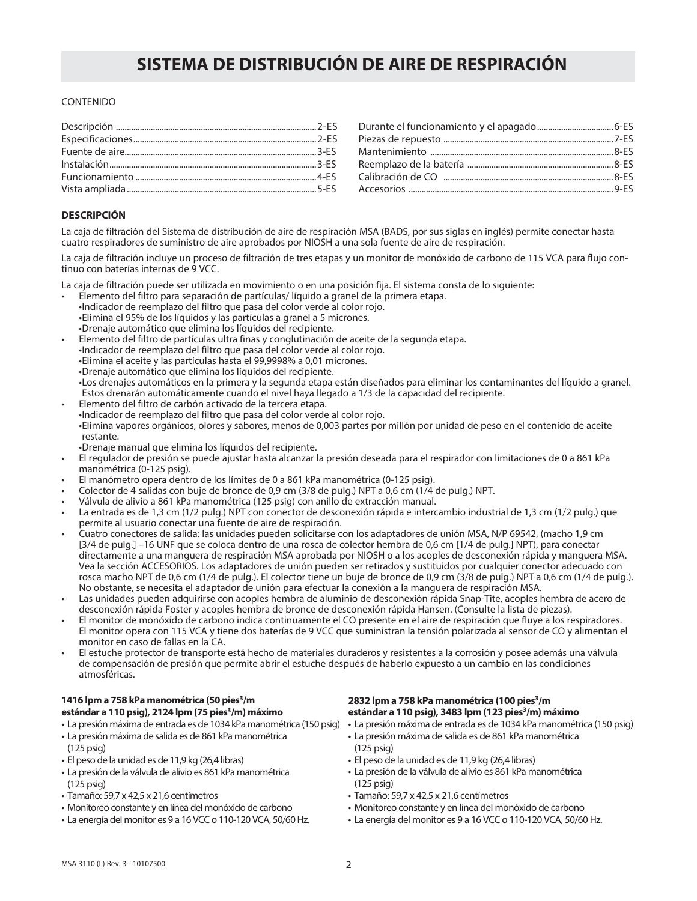# SISTEMA DE DISTRIBUCIÓN DE AIRE DE RESPIRACIÓN

CONTENIDO

| | |
|---|---|
| Descripción ........ 2-ES | Durante el funcionamiento y el apagado ........ 6-ES |
| Especificaciones ........ 2-ES | Piezas de repuesto ........ 7-ES |
| Fuente de aire ........ 3-ES | Mantenimiento ........ 8-ES |
| Instalación ........ 3-ES | Reemplazo de la batería ........ 8-ES |
| Funcionamiento ........ 4-ES | Calibración de CO ........ 8-ES |
| Vista ampliada ........ 5-ES | Accesorios ........ 9-ES |

**DESCRIPCIÓN**

La caja de filtración del Sistema de distribución de aire de respiración MSA (BADS, por sus siglas en inglés) permite conectar hasta cuatro respiradores de suministro de aire aprobados por NIOSH a una sola fuente de aire de respiración.

La caja de filtración incluye un proceso de filtración de tres etapas y un monitor de monóxido de carbono de 115 VCA para flujo continuo con baterías internas de 9 VCC.

La caja de filtración puede ser utilizada en movimiento o en una posición fija. El sistema consta de lo siguiente:

- Elemento del filtro para separación de partículas/ líquido a granel de la primera etapa.
  - Indicador de reemplazo del filtro que pasa del color verde al color rojo.
  - Elimina el 95% de los líquidos y las partículas a granel a 5 micrones.
  - Drenaje automático que elimina los líquidos del recipiente.
- Elemento del filtro de partículas ultra finas y conglutinación de aceite de la segunda etapa.
  - Indicador de reemplazo del filtro que pasa del color verde al color rojo.
  - Elimina el aceite y las partículas hasta el 99,9998% a 0,01 micrones.
  - Drenaje automático que elimina los líquidos del recipiente.
  - Los drenajes automáticos en la primera y la segunda etapa están diseñados para eliminar los contaminantes del líquido a granel. Estos drenarán automáticamente cuando el nivel haya llegado a 1/3 de la capacidad del recipiente.
- Elemento del filtro de carbón activado de la tercera etapa.
  - Indicador de reemplazo del filtro que pasa del color verde al color rojo.
  - Elimina vapores orgánicos, olores y sabores, menos de 0,003 partes por millón por unidad de peso en el contenido de aceite restante.
  - Drenaje manual que elimina los líquidos del recipiente.
- El regulador de presión se puede ajustar hasta alcanzar la presión deseada para el respirador con limitaciones de 0 a 861 kPa manométrica (0-125 psig).
- El manómetro opera dentro de los límites de 0 a 861 kPa manométrica (0-125 psig).
- Colector de 4 salidas con buje de bronce de 0,9 cm (3/8 de pulg.) NPT a 0,6 cm (1/4 de pulg.) NPT.
- Válvula de alivio a 861 kPa manométrica (125 psig) con anillo de extracción manual.
- La entrada es de 1,3 cm (1/2 pulg.) NPT con conector de desconexión rápida e intercambio industrial de 1,3 cm (1/2 pulg.) que permite al usuario conectar una fuente de aire de respiración.
- Cuatro conectores de salida: las unidades pueden solicitarse con los adaptadores de unión MSA, N/P 69542, (macho 1,9 cm [3/4 de pulg.] –16 UNF que se coloca dentro de una rosca de colector hembra de 0,6 cm [1/4 de pulg.] NPT), para conectar directamente a una manguera de respiración MSA aprobada por NIOSH o a los acoples de desconexión rápida y manguera MSA. Vea la sección ACCESORIOS. Los adaptadores de unión pueden ser retirados y sustituidos por cualquier conector adecuado con rosca macho NPT de 0,6 cm (1/4 de pulg.). El colector tiene un buje de bronce de 0,9 cm (3/8 de pulg.) NPT a 0,6 cm (1/4 de pulg.). No obstante, se necesita el adaptador de unión para efectuar la conexión a la manguera de respiración MSA.
- Las unidades pueden adquirirse con acoples hembra de aluminio de desconexión rápida Snap-Tite, acoples hembra de acero de desconexión rápida Foster y acoples hembra de bronce de desconexión rápida Hansen. (Consulte la lista de piezas).
- El monitor de monóxido de carbono indica continuamente el CO presente en el aire de respiración que fluye a los respiradores. El monitor opera con 115 VCA y tiene dos baterías de 9 VCC que suministran la tensión polarizada al sensor de CO y alimentan el monitor en caso de fallas en la CA.
- El estuche protector de transporte está hecho de materiales duraderos y resistentes a la corrosión y posee además una válvula de compensación de presión que permite abrir el estuche después de haberlo expuesto a un cambio en las condiciones atmosféricas.

**1416 lpm a 758 kPa manométrica (50 pies³/m estándar a 110 psig), 2124 lpm (75 pies³/m) máximo**

- La presión máxima de entrada es de 1034 kPa manométrica (150 psig)
- La presión máxima de salida es de 861 kPa manométrica (125 psig)
- El peso de la unidad es de 11,9 kg (26,4 libras)
- La presión de la válvula de alivio es 861 kPa manométrica (125 psig)
- Tamaño: 59,7 x 42,5 x 21,6 centímetros
- Monitoreo constante y en línea del monóxido de carbono
- La energía del monitor es 9 a 16 VCC o 110-120 VCA, 50/60 Hz.

**2832 lpm a 758 kPa manométrica (100 pies³/m estándar a 110 psig), 3483 lpm (123 pies³/m) máximo**

- La presión máxima de entrada es de 1034 kPa manométrica (150 psig)
- La presión máxima de salida es de 861 kPa manométrica (125 psig)
- El peso de la unidad es de 11,9 kg (26,4 libras)
- La presión de la válvula de alivio es 861 kPa manométrica (125 psig)
- Tamaño: 59,7 x 42,5 x 21,6 centímetros
- Monitoreo constante y en línea del monóxido de carbono
- La energía del monitor es 9 a 16 VCC o 110-120 VCA, 50/60 Hz.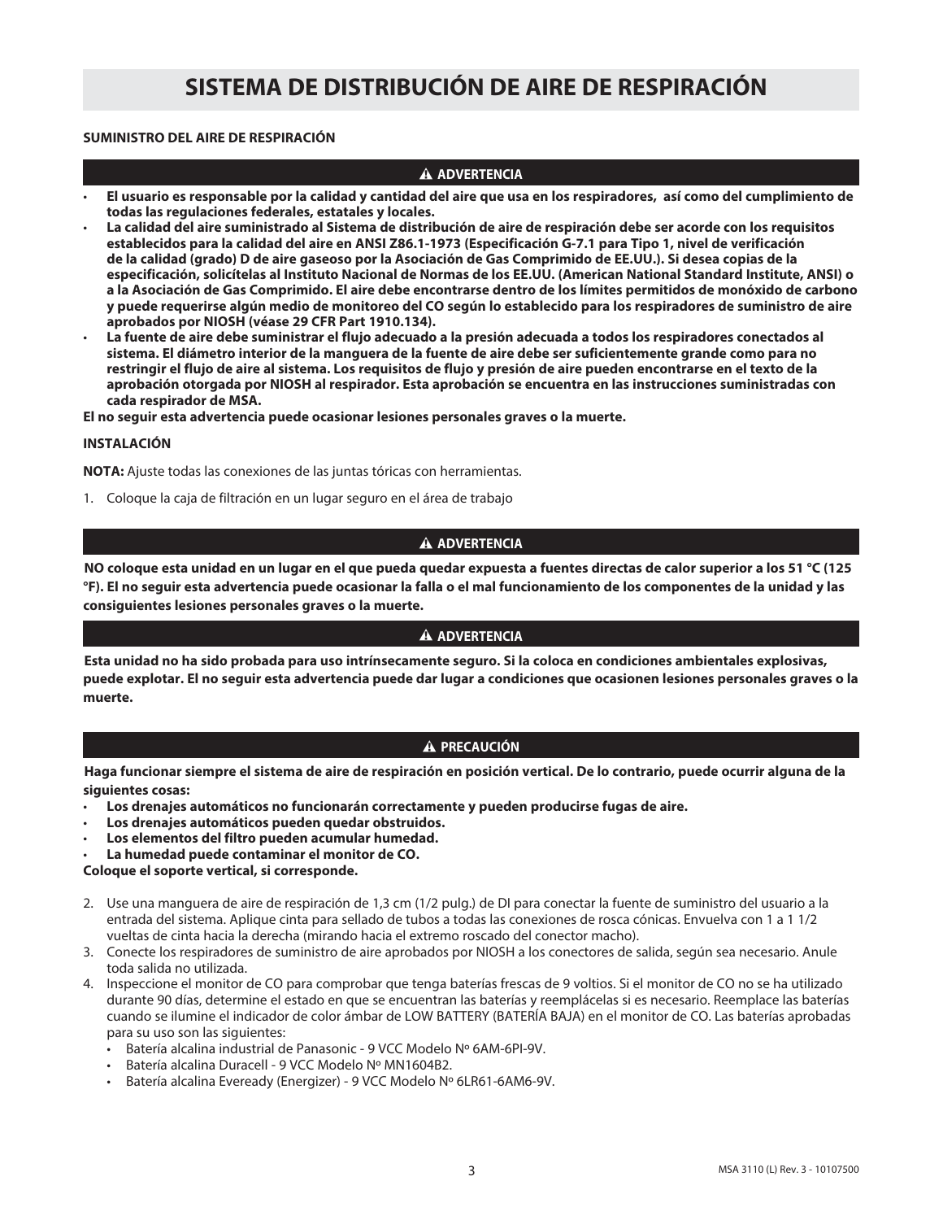# SISTEMA DE DISTRIBUCIÓN DE AIRE DE RESPIRACIÓN

**SUMINISTRO DEL AIRE DE RESPIRACIÓN**

**⚠ ADVERTENCIA**

- **El usuario es responsable por la calidad y cantidad del aire que usa en los respiradores, así como del cumplimiento de todas las regulaciones federales, estatales y locales.**
- **La calidad del aire suministrado al Sistema de distribución de aire de respiración debe ser acorde con los requisitos establecidos para la calidad del aire en ANSI Z86.1-1973 (Especificación G-7.1 para Tipo 1, nivel de verificación de la calidad (grado) D de aire gaseoso por la Asociación de Gas Comprimido de EE.UU.). Si desea copias de la especificación, solicítelas al Instituto Nacional de Normas de los EE.UU. (American National Standard Institute, ANSI) o a la Asociación de Gas Comprimido. El aire debe encontrarse dentro de los límites permitidos de monóxido de carbono y puede requerirse algún medio de monitoreo del CO según lo establecido para los respiradores de suministro de aire aprobados por NIOSH (véase 29 CFR Part 1910.134).**
- **La fuente de aire debe suministrar el flujo adecuado a la presión adecuada a todos los respiradores conectados al sistema. El diámetro interior de la manguera de la fuente de aire debe ser suficientemente grande como para no restringir el flujo de aire al sistema. Los requisitos de flujo y presión de aire pueden encontrarse en el texto de la aprobación otorgada por NIOSH al respirador. Esta aprobación se encuentra en las instrucciones suministradas con cada respirador de MSA.**

**El no seguir esta advertencia puede ocasionar lesiones personales graves o la muerte.**

**INSTALACIÓN**

**NOTA:** Ajuste todas las conexiones de las juntas tóricas con herramientas.

1. Coloque la caja de filtración en un lugar seguro en el área de trabajo

**⚠ ADVERTENCIA**

**NO coloque esta unidad en un lugar en el que pueda quedar expuesta a fuentes directas de calor superior a los 51 °C (125 °F). El no seguir esta advertencia puede ocasionar la falla o el mal funcionamiento de los componentes de la unidad y las consiguientes lesiones personales graves o la muerte.**

**⚠ ADVERTENCIA**

**Esta unidad no ha sido probada para uso intrínsecamente seguro. Si la coloca en condiciones ambientales explosivas, puede explotar. El no seguir esta advertencia puede dar lugar a condiciones que ocasionen lesiones personales graves o la muerte.**

**⚠ PRECAUCIÓN**

**Haga funcionar siempre el sistema de aire de respiración en posición vertical. De lo contrario, puede ocurrir alguna de la siguientes cosas:**

- **Los drenajes automáticos no funcionarán correctamente y pueden producirse fugas de aire.**
- **Los drenajes automáticos pueden quedar obstruidos.**
- **Los elementos del filtro pueden acumular humedad.**
- **La humedad puede contaminar el monitor de CO.**

**Coloque el soporte vertical, si corresponde.**

2. Use una manguera de aire de respiración de 1,3 cm (1/2 pulg.) de DI para conectar la fuente de suministro del usuario a la entrada del sistema. Aplique cinta para sellado de tubos a todas las conexiones de rosca cónicas. Envuelva con 1 a 1 1/2 vueltas de cinta hacia la derecha (mirando hacia el extremo roscado del conector macho).
3. Conecte los respiradores de suministro de aire aprobados por NIOSH a los conectores de salida, según sea necesario. Anule toda salida no utilizada.
4. Inspeccione el monitor de CO para comprobar que tenga baterías frescas de 9 voltios. Si el monitor de CO no se ha utilizado durante 90 días, determine el estado en que se encuentran las baterías y reemplácelas si es necesario. Reemplace las baterías cuando se ilumine el indicador de color ámbar de LOW BATTERY (BATERÍA BAJA) en el monitor de CO. Las baterías aprobadas para su uso son las siguientes:
   - Batería alcalina industrial de Panasonic - 9 VCC Modelo Nº 6AM-6PI-9V.
   - Batería alcalina Duracell - 9 VCC Modelo Nº MN1604B2.
   - Batería alcalina Eveready (Energizer) - 9 VCC Modelo Nº 6LR61-6AM6-9V.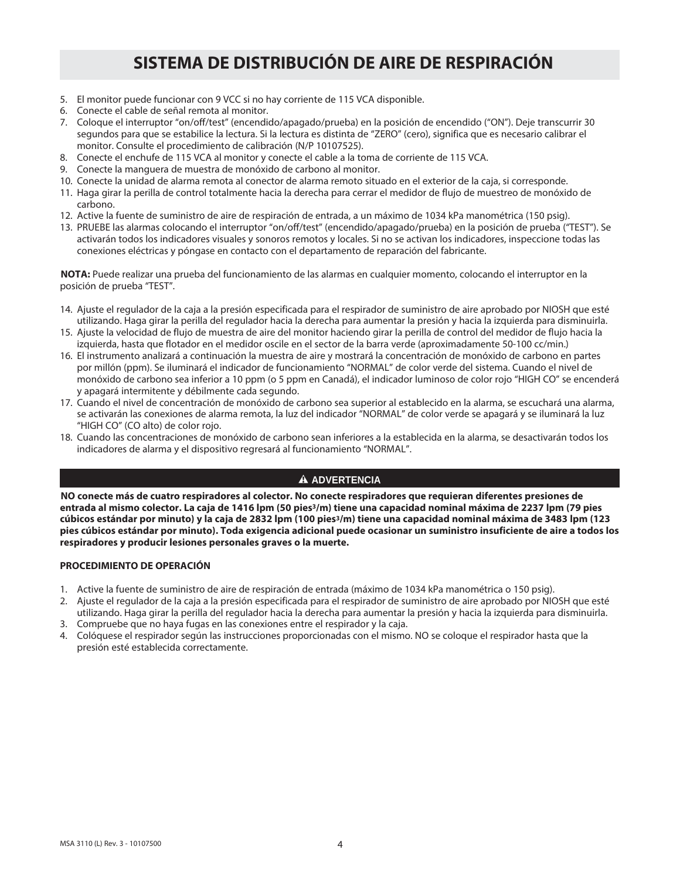# SISTEMA DE DISTRIBUCIÓN DE AIRE DE RESPIRACIÓN

5. El monitor puede funcionar con 9 VCC si no hay corriente de 115 VCA disponible.
6. Conecte el cable de señal remota al monitor.
7. Coloque el interruptor "on/off/test" (encendido/apagado/prueba) en la posición de encendido ("ON"). Deje transcurrir 30 segundos para que se estabilice la lectura. Si la lectura es distinta de "ZERO" (cero), significa que es necesario calibrar el monitor. Consulte el procedimiento de calibración (N/P 10107525).
8. Conecte el enchufe de 115 VCA al monitor y conecte el cable a la toma de corriente de 115 VCA.
9. Conecte la manguera de muestra de monóxido de carbono al monitor.
10. Conecte la unidad de alarma remota al conector de alarma remoto situado en el exterior de la caja, si corresponde.
11. Haga girar la perilla de control totalmente hacia la derecha para cerrar el medidor de flujo de muestreo de monóxido de carbono.
12. Active la fuente de suministro de aire de respiración de entrada, a un máximo de 1034 kPa manométrica (150 psig).
13. PRUEBE las alarmas colocando el interruptor "on/off/test" (encendido/apagado/prueba) en la posición de prueba ("TEST"). Se activarán todos los indicadores visuales y sonoros remotos y locales. Si no se activan los indicadores, inspeccione todas las conexiones eléctricas y póngase en contacto con el departamento de reparación del fabricante.

**NOTA:** Puede realizar una prueba del funcionamiento de las alarmas en cualquier momento, colocando el interruptor en la posición de prueba "TEST".

14. Ajuste el regulador de la caja a la presión especificada para el respirador de suministro de aire aprobado por NIOSH que esté utilizando. Haga girar la perilla del regulador hacia la derecha para aumentar la presión y hacia la izquierda para disminuirla.
15. Ajuste la velocidad de flujo de muestra de aire del monitor haciendo girar la perilla de control del medidor de flujo hacia la izquierda, hasta que flotador en el medidor oscile en el sector de la barra verde (aproximadamente 50-100 cc/min.)
16. El instrumento analizará a continuación la muestra de aire y mostrará la concentración de monóxido de carbono en partes por millón (ppm). Se iluminará el indicador de funcionamiento "NORMAL" de color verde del sistema. Cuando el nivel de monóxido de carbono sea inferior a 10 ppm (o 5 ppm en Canadá), el indicador luminoso de color rojo "HIGH CO" se encenderá y apagará intermitente y débilmente cada segundo.
17. Cuando el nivel de concentración de monóxido de carbono sea superior al establecido en la alarma, se escuchará una alarma, se activarán las conexiones de alarma remota, la luz del indicador "NORMAL" de color verde se apagará y se iluminará la luz "HIGH CO" (CO alto) de color rojo.
18. Cuando las concentraciones de monóxido de carbono sean inferiores a la establecida en la alarma, se desactivarán todos los indicadores de alarma y el dispositivo regresará al funcionamiento "NORMAL".

**⚠ ADVERTENCIA**

**NO conecte más de cuatro respiradores al colector. No conecte respiradores que requieran diferentes presiones de entrada al mismo colector. La caja de 1416 lpm (50 pies³/m) tiene una capacidad nominal máxima de 2237 lpm (79 pies cúbicos estándar por minuto) y la caja de 2832 lpm (100 pies³/m) tiene una capacidad nominal máxima de 3483 lpm (123 pies cúbicos estándar por minuto). Toda exigencia adicional puede ocasionar un suministro insuficiente de aire a todos los respiradores y producir lesiones personales graves o la muerte.**

**PROCEDIMIENTO DE OPERACIÓN**

1. Active la fuente de suministro de aire de respiración de entrada (máximo de 1034 kPa manométrica o 150 psig).
2. Ajuste el regulador de la caja a la presión especificada para el respirador de suministro de aire aprobado por NIOSH que esté utilizando. Haga girar la perilla del regulador hacia la derecha para aumentar la presión y hacia la izquierda para disminuirla.
3. Compruebe que no haya fugas en las conexiones entre el respirador y la caja.
4. Colóquese el respirador según las instrucciones proporcionadas con el mismo. NO se coloque el respirador hasta que la presión esté establecida correctamente.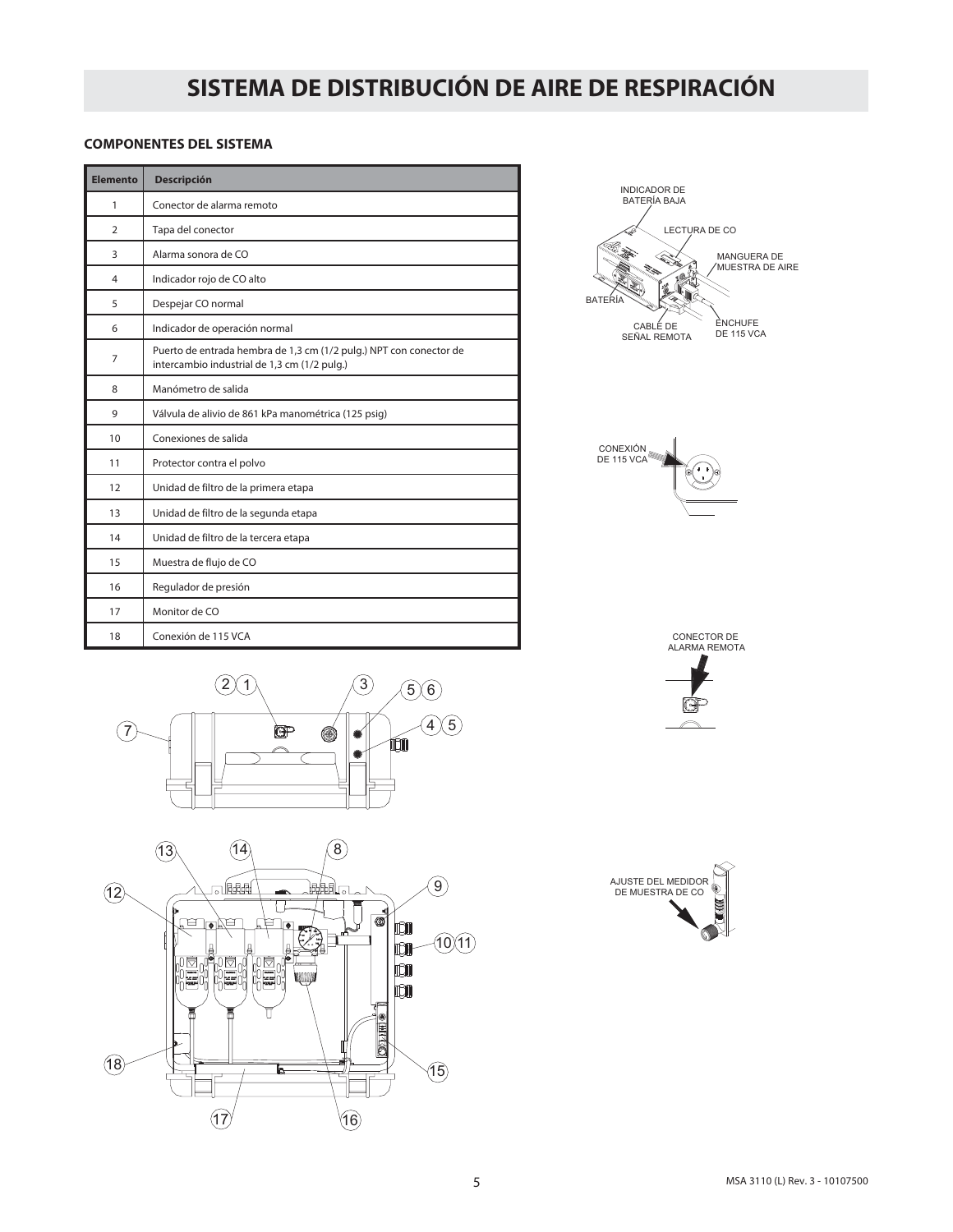# SISTEMA DE DISTRIBUCIÓN DE AIRE DE RESPIRACIÓN

### COMPONENTES DEL SISTEMA

| Elemento | Descripción |
|---|---|
| 1 | Conector de alarma remoto |
| 2 | Tapa del conector |
| 3 | Alarma sonora de CO |
| 4 | Indicador rojo de CO alto |
| 5 | Despejar CO normal |
| 6 | Indicador de operación normal |
| 7 | Puerto de entrada hembra de 1,3 cm (1/2 pulg.) NPT con conector de intercambio industrial de 1,3 cm (1/2 pulg.) |
| 8 | Manómetro de salida |
| 9 | Válvula de alivio de 861 kPa manométrica (125 psig) |
| 10 | Conexiones de salida |
| 11 | Protector contra el polvo |
| 12 | Unidad de filtro de la primera etapa |
| 13 | Unidad de filtro de la segunda etapa |
| 14 | Unidad de filtro de la tercera etapa |
| 15 | Muestra de flujo de CO |
| 16 | Regulador de presión |
| 17 | Monitor de CO |
| 18 | Conexión de 115 VCA |

INDICADOR DE BATERÍA BAJA

LECTURA DE CO

MANGUERA DE MUESTRA DE AIRE

BATERÍA

CABLE DE SEÑAL REMOTA

ENCHUFE DE 115 VCA

CONEXIÓN DE 115 VCA

CONECTOR DE ALARMA REMOTA

AJUSTE DEL MEDIDOR DE MUESTRA DE CO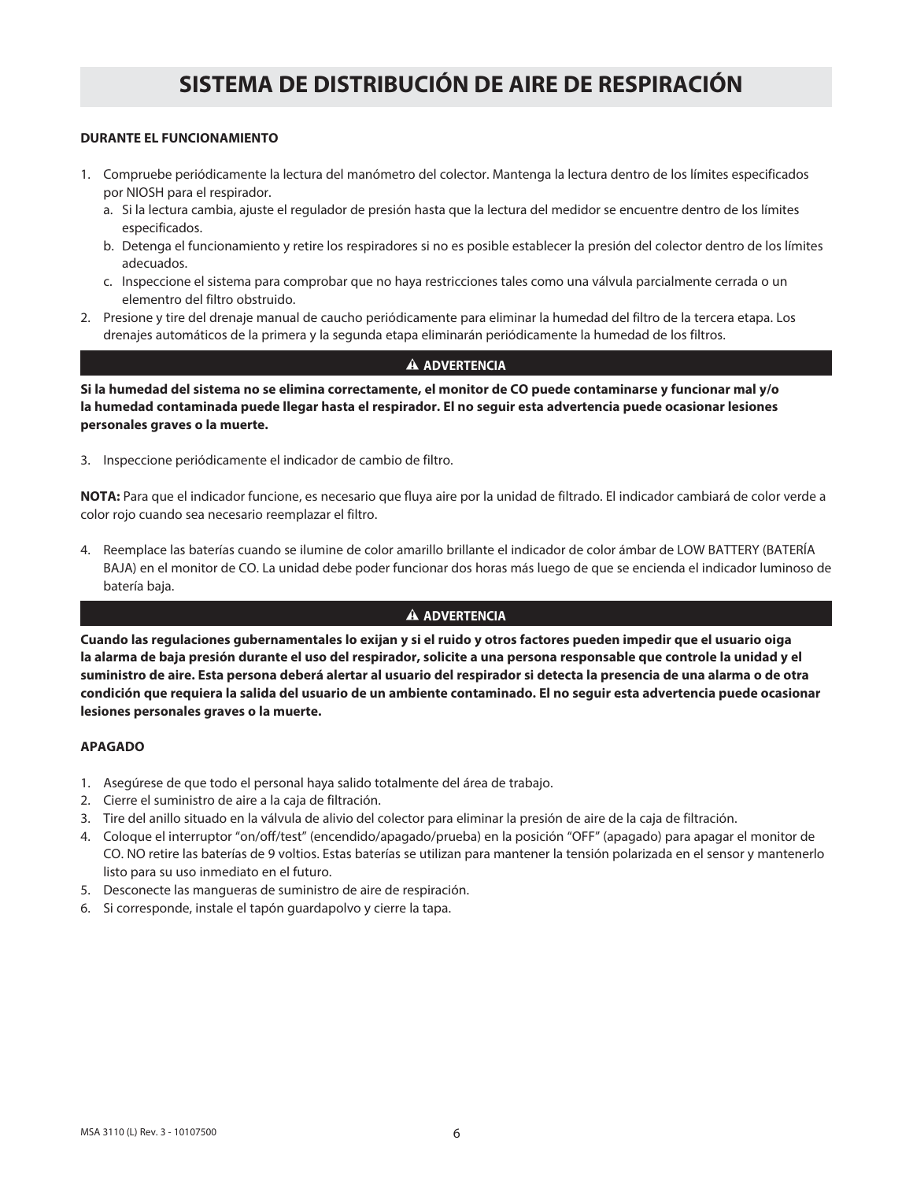# SISTEMA DE DISTRIBUCIÓN DE AIRE DE RESPIRACIÓN

**DURANTE EL FUNCIONAMIENTO**

1. Compruebe periódicamente la lectura del manómetro del colector. Mantenga la lectura dentro de los límites especificados por NIOSH para el respirador.
   a. Si la lectura cambia, ajuste el regulador de presión hasta que la lectura del medidor se encuentre dentro de los límites especificados.
   b. Detenga el funcionamiento y retire los respiradores si no es posible establecer la presión del colector dentro de los límites adecuados.
   c. Inspeccione el sistema para comprobar que no haya restricciones tales como una válvula parcialmente cerrada o un elementro del filtro obstruido.
2. Presione y tire del drenaje manual de caucho periódicamente para eliminar la humedad del filtro de la tercera etapa. Los drenajes automáticos de la primera y la segunda etapa eliminarán periódicamente la humedad de los filtros.

**⚠ ADVERTENCIA**

**Si la humedad del sistema no se elimina correctamente, el monitor de CO puede contaminarse y funcionar mal y/o la humedad contaminada puede llegar hasta el respirador. El no seguir esta advertencia puede ocasionar lesiones personales graves o la muerte.**

3. Inspeccione periódicamente el indicador de cambio de filtro.

**NOTA:** Para que el indicador funcione, es necesario que fluya aire por la unidad de filtrado. El indicador cambiará de color verde a color rojo cuando sea necesario reemplazar el filtro.

4. Reemplace las baterías cuando se ilumine de color amarillo brillante el indicador de color ámbar de LOW BATTERY (BATERÍA BAJA) en el monitor de CO. La unidad debe poder funcionar dos horas más luego de que se encienda el indicador luminoso de batería baja.

**⚠ ADVERTENCIA**

**Cuando las regulaciones gubernamentales lo exijan y si el ruido y otros factores pueden impedir que el usuario oiga la alarma de baja presión durante el uso del respirador, solicite a una persona responsable que controle la unidad y el suministro de aire. Esta persona deberá alertar al usuario del respirador si detecta la presencia de una alarma o de otra condición que requiera la salida del usuario de un ambiente contaminado. El no seguir esta advertencia puede ocasionar lesiones personales graves o la muerte.**

**APAGADO**

1. Asegúrese de que todo el personal haya salido totalmente del área de trabajo.
2. Cierre el suministro de aire a la caja de filtración.
3. Tire del anillo situado en la válvula de alivio del colector para eliminar la presión de aire de la caja de filtración.
4. Coloque el interruptor "on/off/test" (encendido/apagado/prueba) en la posición "OFF" (apagado) para apagar el monitor de CO. NO retire las baterías de 9 voltios. Estas baterías se utilizan para mantener la tensión polarizada en el sensor y mantenerlo listo para su uso inmediato en el futuro.
5. Desconecte las mangueras de suministro de aire de respiración.
6. Si corresponde, instale el tapón guardapolvo y cierre la tapa.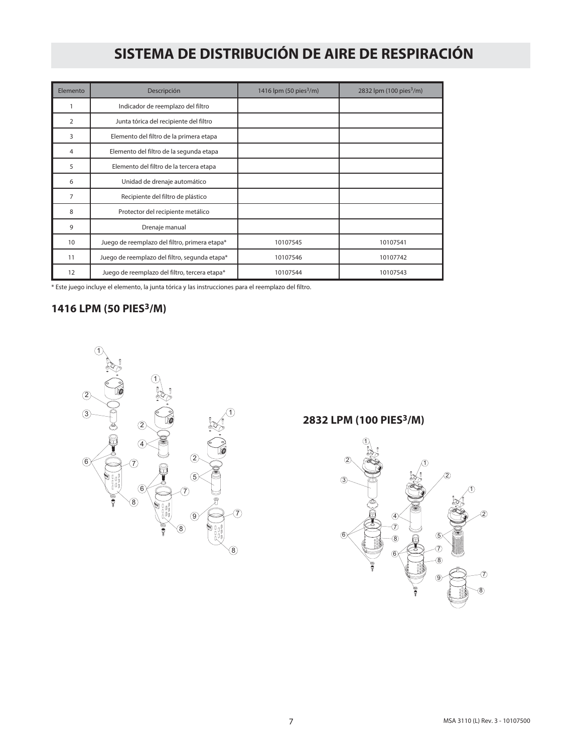# SISTEMA DE DISTRIBUCIÓN DE AIRE DE RESPIRACIÓN

| Elemento | Descripción | 1416 lpm (50 pies$^3$/m) | 2832 lpm (100 pies$^3$/m) |
|---|---|---|---|
| 1 | Indicador de reemplazo del filtro | | |
| 2 | Junta tórica del recipiente del filtro | | |
| 3 | Elemento del filtro de la primera etapa | | |
| 4 | Elemento del filtro de la segunda etapa | | |
| 5 | Elemento del filtro de la tercera etapa | | |
| 6 | Unidad de drenaje automático | | |
| 7 | Recipiente del filtro de plástico | | |
| 8 | Protector del recipiente metálico | | |
| 9 | Drenaje manual | | |
| 10 | Juego de reemplazo del filtro, primera etapa* | 10107545 | 10107541 |
| 11 | Juego de reemplazo del filtro, segunda etapa* | 10107546 | 10107742 |
| 12 | Juego de reemplazo del filtro, tercera etapa* | 10107544 | 10107543 |

* Este juego incluye el elemento, la junta tórica y las instrucciones para el reemplazo del filtro.

## 1416 LPM (50 PIES$^3$/M)

## 2832 LPM (100 PIES$^3$/M)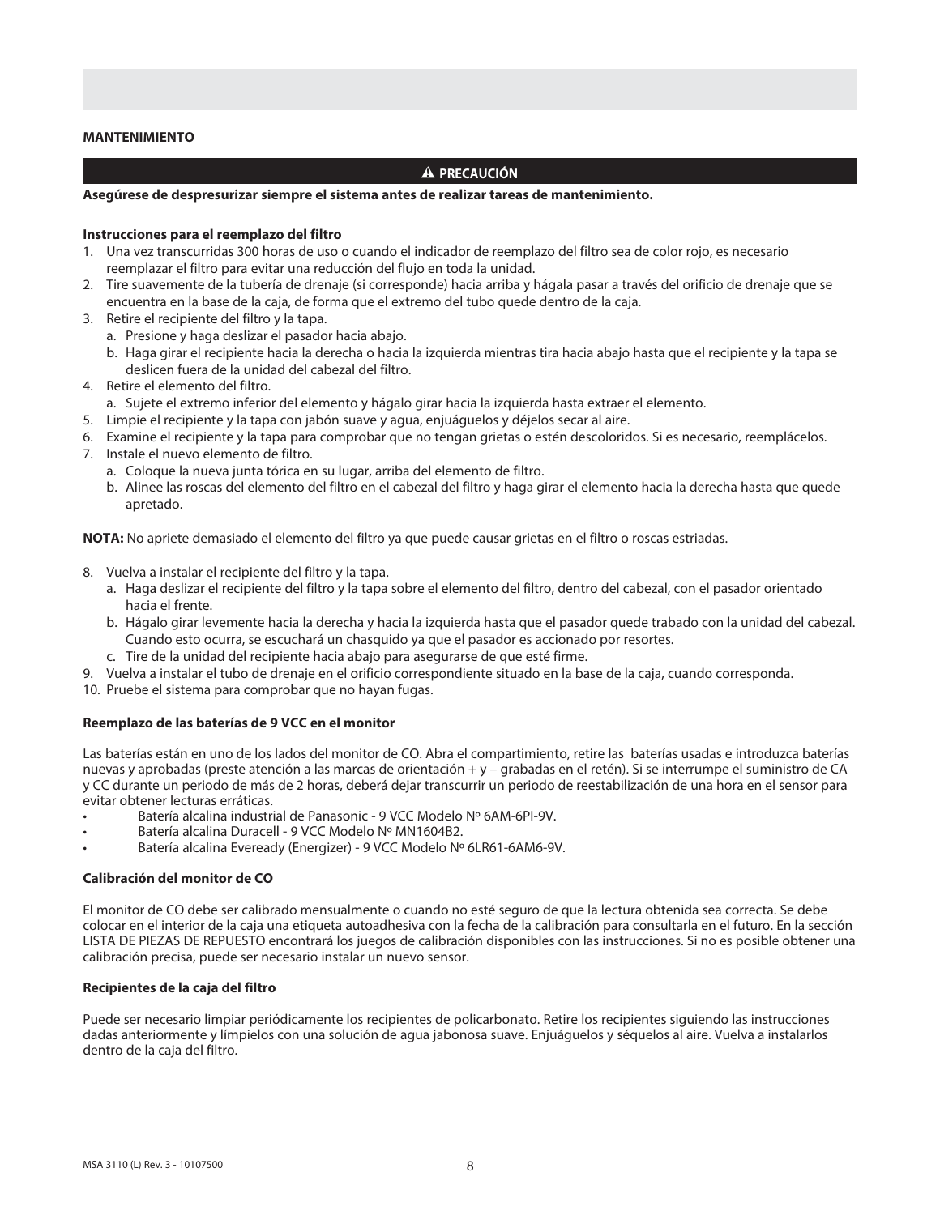## MANTENIMIENTO

**⚠ PRECAUCIÓN**

**Asegúrese de despresurizar siempre el sistema antes de realizar tareas de mantenimiento.**

### Instrucciones para el reemplazo del filtro

1. Una vez transcurridas 300 horas de uso o cuando el indicador de reemplazo del filtro sea de color rojo, es necesario reemplazar el filtro para evitar una reducción del flujo en toda la unidad.
2. Tire suavemente de la tubería de drenaje (si corresponde) hacia arriba y hágala pasar a través del orificio de drenaje que se encuentra en la base de la caja, de forma que el extremo del tubo quede dentro de la caja.
3. Retire el recipiente del filtro y la tapa.
   a. Presione y haga deslizar el pasador hacia abajo.
   b. Haga girar el recipiente hacia la derecha o hacia la izquierda mientras tira hacia abajo hasta que el recipiente y la tapa se deslicen fuera de la unidad del cabezal del filtro.
4. Retire el elemento del filtro.
   a. Sujete el extremo inferior del elemento y hágalo girar hacia la izquierda hasta extraer el elemento.
5. Limpie el recipiente y la tapa con jabón suave y agua, enjuáguelos y déjelos secar al aire.
6. Examine el recipiente y la tapa para comprobar que no tengan grietas o estén descoloridos. Si es necesario, reemplácelos.
7. Instale el nuevo elemento de filtro.
   a. Coloque la nueva junta tórica en su lugar, arriba del elemento de filtro.
   b. Alinee las roscas del elemento del filtro en el cabezal del filtro y haga girar el elemento hacia la derecha hasta que quede apretado.

**NOTA:** No apriete demasiado el elemento del filtro ya que puede causar grietas en el filtro o roscas estriadas.

8. Vuelva a instalar el recipiente del filtro y la tapa.
   a. Haga deslizar el recipiente del filtro y la tapa sobre el elemento del filtro, dentro del cabezal, con el pasador orientado hacia el frente.
   b. Hágalo girar levemente hacia la derecha y hacia la izquierda hasta que el pasador quede trabado con la unidad del cabezal. Cuando esto ocurra, se escuchará un chasquido ya que el pasador es accionado por resortes.
   c. Tire de la unidad del recipiente hacia abajo para asegurarse de que esté firme.
9. Vuelva a instalar el tubo de drenaje en el orificio correspondiente situado en la base de la caja, cuando corresponda.
10. Pruebe el sistema para comprobar que no hayan fugas.

### Reemplazo de las baterías de 9 VCC en el monitor

Las baterías están en uno de los lados del monitor de CO. Abra el compartimiento, retire las baterías usadas e introduzca baterías nuevas y aprobadas (preste atención a las marcas de orientación + y – grabadas en el retén). Si se interrumpe el suministro de CA y CC durante un periodo de más de 2 horas, deberá dejar transcurrir un periodo de reestabilización de una hora en el sensor para evitar obtener lecturas erráticas.

- Batería alcalina industrial de Panasonic - 9 VCC Modelo Nº 6AM-6PI-9V.
- Batería alcalina Duracell - 9 VCC Modelo Nº MN1604B2.
- Batería alcalina Eveready (Energizer) - 9 VCC Modelo Nº 6LR61-6AM6-9V.

### Calibración del monitor de CO

El monitor de CO debe ser calibrado mensualmente o cuando no esté seguro de que la lectura obtenida sea correcta. Se debe colocar en el interior de la caja una etiqueta autoadhesiva con la fecha de la calibración para consultarla en el futuro. En la sección LISTA DE PIEZAS DE REPUESTO encontrará los juegos de calibración disponibles con las instrucciones. Si no es posible obtener una calibración precisa, puede ser necesario instalar un nuevo sensor.

### Recipientes de la caja del filtro

Puede ser necesario limpiar periódicamente los recipientes de policarbonato. Retire los recipientes siguiendo las instrucciones dadas anteriormente y límpielos con una solución de agua jabonosa suave. Enjuáguelos y séquelos al aire. Vuelva a instalarlos dentro de la caja del filtro.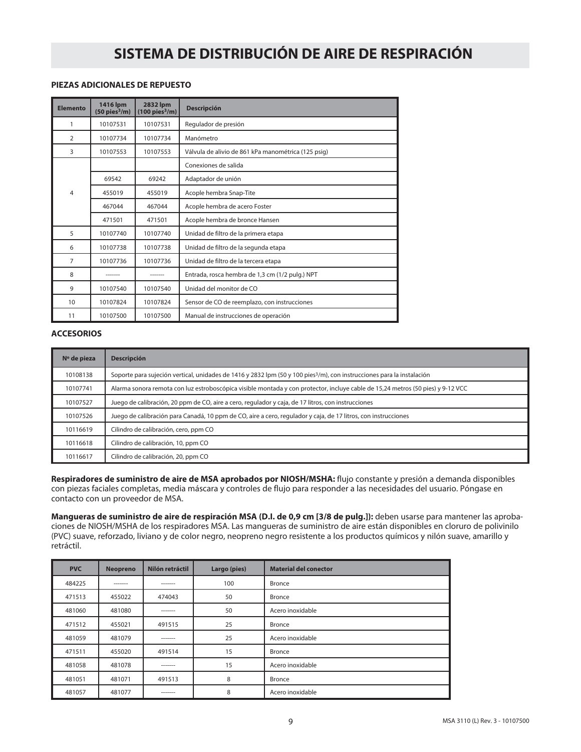# SISTEMA DE DISTRIBUCIÓN DE AIRE DE RESPIRACIÓN

### PIEZAS ADICIONALES DE REPUESTO

| Elemento | 1416 lpm (50 pies³/m) | 2832 lpm (100 pies³/m) | Descripción |
|---|---|---|---|
| 1 | 10107531 | 10107531 | Regulador de presión |
| 2 | 10107734 | 10107734 | Manómetro |
| 3 | 10107553 | 10107553 | Válvula de alivio de 861 kPa manométrica (125 psig) |
| 4 | | | Conexiones de salida |
| | 69542 | 69242 | Adaptador de unión |
| | 455019 | 455019 | Acople hembra Snap-Tite |
| | 467044 | 467044 | Acople hembra de acero Foster |
| | 471501 | 471501 | Acople hembra de bronce Hansen |
| 5 | 10107740 | 10107740 | Unidad de filtro de la primera etapa |
| 6 | 10107738 | 10107738 | Unidad de filtro de la segunda etapa |
| 7 | 10107736 | 10107736 | Unidad de filtro de la tercera etapa |
| 8 | ------- | ------- | Entrada, rosca hembra de 1,3 cm (1/2 pulg.) NPT |
| 9 | 10107540 | 10107540 | Unidad del monitor de CO |
| 10 | 10107824 | 10107824 | Sensor de CO de reemplazo, con instrucciones |
| 11 | 10107500 | 10107500 | Manual de instrucciones de operación |

### ACCESORIOS

| Nº de pieza | Descripción |
|---|---|
| 10108138 | Soporte para sujeción vertical, unidades de 1416 y 2832 lpm (50 y 100 pies³/m), con instrucciones para la instalación |
| 10107741 | Alarma sonora remota con luz estroboscópica visible montada y con protector, incluye cable de 15,24 metros (50 pies) y 9-12 VCC |
| 10107527 | Juego de calibración, 20 ppm de CO, aire a cero, regulador y caja, de 17 litros, con instrucciones |
| 10107526 | Juego de calibración para Canadá, 10 ppm de CO, aire a cero, regulador y caja, de 17 litros, con instrucciones |
| 10116619 | Cilindro de calibración, cero, ppm CO |
| 10116618 | Cilindro de calibración, 10, ppm CO |
| 10116617 | Cilindro de calibración, 20, ppm CO |

**Respiradores de suministro de aire de MSA aprobados por NIOSH/MSHA:** flujo constante y presión a demanda disponibles con piezas faciales completas, media máscara y controles de flujo para responder a las necesidades del usuario. Póngase en contacto con un proveedor de MSA.

**Mangueras de suministro de aire de respiración MSA (D.I. de 0,9 cm [3/8 de pulg.]):** deben usarse para mantener las aprobaciones de NIOSH/MSHA de los respiradores MSA. Las mangueras de suministro de aire están disponibles en cloruro de polivinilo (PVC) suave, reforzado, liviano y de color negro, neopreno negro resistente a los productos químicos y nilón suave, amarillo y retráctil.

| PVC | Neopreno | Nilón retráctil | Largo (pies) | Material del conector |
|---|---|---|---|---|
| 484225 | ------- | ------- | 100 | Bronce |
| 471513 | 455022 | 474043 | 50 | Bronce |
| 481060 | 481080 | ------- | 50 | Acero inoxidable |
| 471512 | 455021 | 491515 | 25 | Bronce |
| 481059 | 481079 | ------- | 25 | Acero inoxidable |
| 471511 | 455020 | 491514 | 15 | Bronce |
| 481058 | 481078 | ------- | 15 | Acero inoxidable |
| 481051 | 481071 | 491513 | 8 | Bronce |
| 481057 | 481077 | ------- | 8 | Acero inoxidable |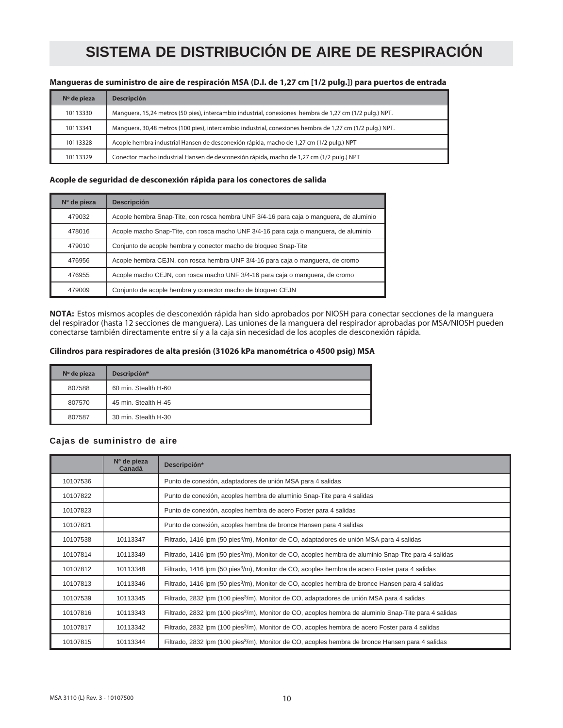# SISTEMA DE DISTRIBUCIÓN DE AIRE DE RESPIRACIÓN

**Mangueras de suministro de aire de respiración MSA (D.I. de 1,27 cm [1/2 pulg.]) para puertos de entrada**

| Nº de pieza | Descripción |
| --- | --- |
| 10113330 | Manguera, 15,24 metros (50 pies), intercambio industrial, conexiones hembra de 1,27 cm (1/2 pulg.) NPT. |
| 10113341 | Manguera, 30,48 metros (100 pies), intercambio industrial, conexiones hembra de 1,27 cm (1/2 pulg.) NPT. |
| 10113328 | Acople hembra industrial Hansen de desconexión rápida, macho de 1,27 cm (1/2 pulg.) NPT |
| 10113329 | Conector macho industrial Hansen de desconexión rápida, macho de 1,27 cm (1/2 pulg.) NPT |

**Acople de seguridad de desconexión rápida para los conectores de salida**

| Nº de pieza | Descripción |
| --- | --- |
| 479032 | Acople hembra Snap-Tite, con rosca hembra UNF 3/4-16 para caja o manguera, de aluminio |
| 478016 | Acople macho Snap-Tite, con rosca macho UNF 3/4-16 para caja o manguera, de aluminio |
| 479010 | Conjunto de acople hembra y conector macho de bloqueo Snap-Tite |
| 476956 | Acople hembra CEJN, con rosca hembra UNF 3/4-16 para caja o manguera, de cromo |
| 476955 | Acople macho CEJN, con rosca macho UNF 3/4-16 para caja o manguera, de cromo |
| 479009 | Conjunto de acople hembra y conector macho de bloqueo CEJN |

**NOTA:** Estos mismos acoples de desconexión rápida han sido aprobados por NIOSH para conectar secciones de la manguera del respirador (hasta 12 secciones de manguera). Las uniones de la manguera del respirador aprobadas por MSA/NIOSH pueden conectarse también directamente entre sí y a la caja sin necesidad de los acoples de desconexión rápida.

**Cilindros para respiradores de alta presión (31026 kPa manométrica o 4500 psig) MSA**

| Nº de pieza | Descripción* |
| --- | --- |
| 807588 | 60 min. Stealth H-60 |
| 807570 | 45 min. Stealth H-45 |
| 807587 | 30 min. Stealth H-30 |

**Cajas de suministro de aire**

| | Nº de pieza Canadá | Descripción* |
| --- | --- | --- |
| 10107536 | | Punto de conexión, adaptadores de unión MSA para 4 salidas |
| 10107822 | | Punto de conexión, acoples hembra de aluminio Snap-Tite para 4 salidas |
| 10107823 | | Punto de conexión, acoples hembra de acero Foster para 4 salidas |
| 10107821 | | Punto de conexión, acoples hembra de bronce Hansen para 4 salidas |
| 10107538 | 10113347 | Filtrado, 1416 lpm (50 pies$^3$/m), Monitor de CO, adaptadores de unión MSA para 4 salidas |
| 10107814 | 10113349 | Filtrado, 1416 lpm (50 pies$^3$/m), Monitor de CO, acoples hembra de aluminio Snap-Tite para 4 salidas |
| 10107812 | 10113348 | Filtrado, 1416 lpm (50 pies$^3$/m), Monitor de CO, acoples hembra de acero Foster para 4 salidas |
| 10107813 | 10113346 | Filtrado, 1416 lpm (50 pies$^3$/m), Monitor de CO, acoples hembra de bronce Hansen para 4 salidas |
| 10107539 | 10113345 | Filtrado, 2832 lpm (100 pies$^3$/m), Monitor de CO, adaptadores de unión MSA para 4 salidas |
| 10107816 | 10113343 | Filtrado, 2832 lpm (100 pies$^3$/m), Monitor de CO, acoples hembra de aluminio Snap-Tite para 4 salidas |
| 10107817 | 10113342 | Filtrado, 2832 lpm (100 pies$^3$/m), Monitor de CO, acoples hembra de acero Foster para 4 salidas |
| 10107815 | 10113344 | Filtrado, 2832 lpm (100 pies$^3$/m), Monitor de CO, acoples hembra de bronce Hansen para 4 salidas |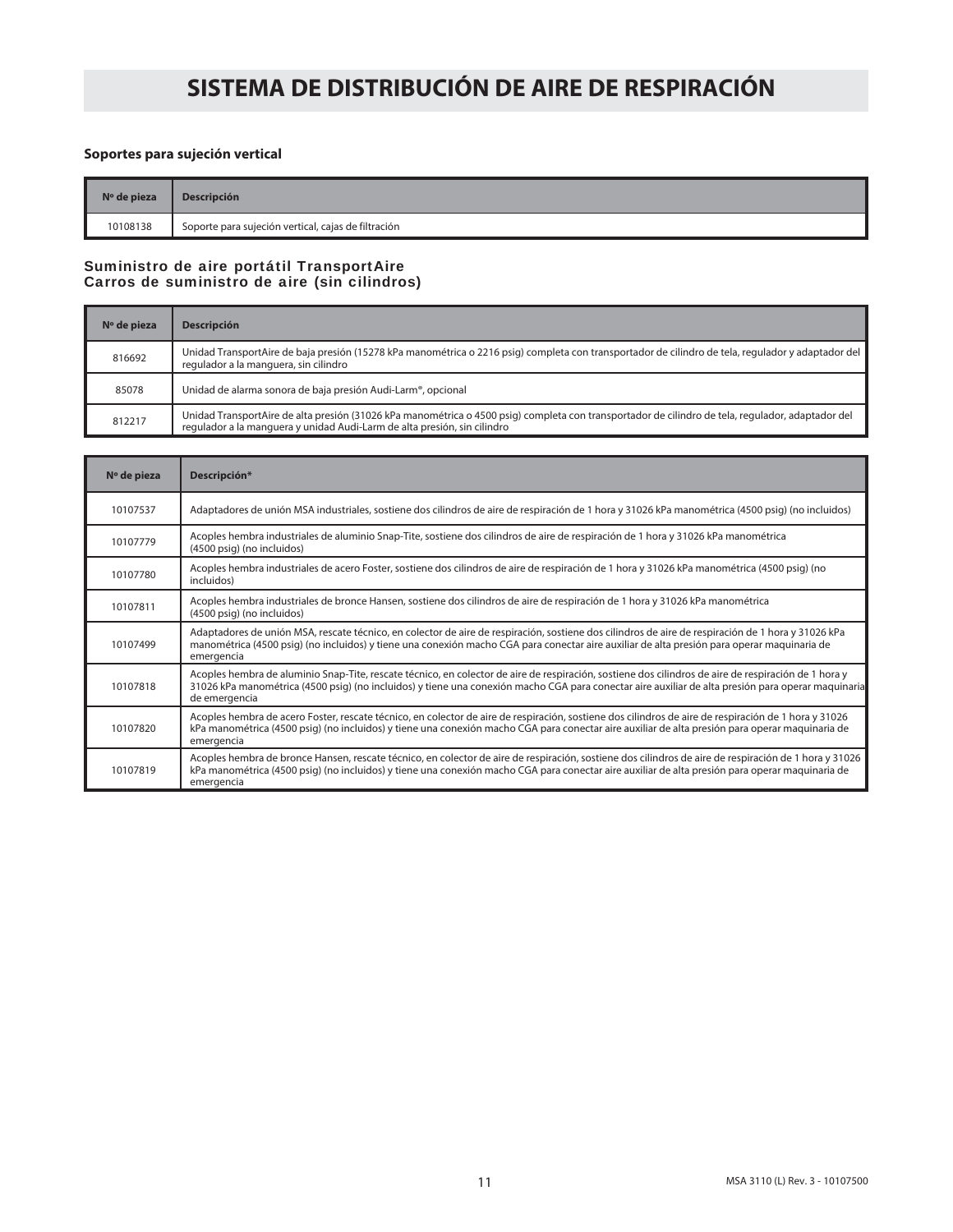# SISTEMA DE DISTRIBUCIÓN DE AIRE DE RESPIRACIÓN

### Soportes para sujeción vertical

| Nº de pieza | Descripción |
|---|---|
| 10108138 | Soporte para sujeción vertical, cajas de filtración |

### Suministro de aire portátil TransportAire
### Carros de suministro de aire (sin cilindros)

| Nº de pieza | Descripción |
|---|---|
| 816692 | Unidad TransportAire de baja presión (15278 kPa manométrica o 2216 psig) completa con transportador de cilindro de tela, regulador y adaptador del regulador a la manguera, sin cilindro |
| 85078 | Unidad de alarma sonora de baja presión Audi-Larm®, opcional |
| 812217 | Unidad TransportAire de alta presión (31026 kPa manométrica o 4500 psig) completa con transportador de cilindro de tela, regulador, adaptador del regulador a la manguera y unidad Audi-Larm de alta presión, sin cilindro |

| Nº de pieza | Descripción* |
|---|---|
| 10107537 | Adaptadores de unión MSA industriales, sostiene dos cilindros de aire de respiración de 1 hora y 31026 kPa manométrica (4500 psig) (no incluidos) |
| 10107779 | Acoples hembra industriales de aluminio Snap-Tite, sostiene dos cilindros de aire de respiración de 1 hora y 31026 kPa manométrica (4500 psig) (no incluidos) |
| 10107780 | Acoples hembra industriales de acero Foster, sostiene dos cilindros de aire de respiración de 1 hora y 31026 kPa manométrica (4500 psig) (no incluidos) |
| 10107811 | Acoples hembra industriales de bronce Hansen, sostiene dos cilindros de aire de respiración de 1 hora y 31026 kPa manométrica (4500 psig) (no incluidos) |
| 10107499 | Adaptadores de unión MSA, rescate técnico, en colector de aire de respiración, sostiene dos cilindros de aire de respiración de 1 hora y 31026 kPa manométrica (4500 psig) (no incluidos) y tiene una conexión macho CGA para conectar aire auxiliar de alta presión para operar maquinaria de emergencia |
| 10107818 | Acoples hembra de aluminio Snap-Tite, rescate técnico, en colector de aire de respiración, sostiene dos cilindros de aire de respiración de 1 hora y 31026 kPa manométrica (4500 psig) (no incluidos) y tiene una conexión macho CGA para conectar aire auxiliar de alta presión para operar maquinaria de emergencia |
| 10107820 | Acoples hembra de acero Foster, rescate técnico, en colector de aire de respiración, sostiene dos cilindros de aire de respiración de 1 hora y 31026 kPa manométrica (4500 psig) (no incluidos) y tiene una conexión macho CGA para conectar aire auxiliar de alta presión para operar maquinaria de emergencia |
| 10107819 | Acoples hembra de bronce Hansen, rescate técnico, en colector de aire de respiración, sostiene dos cilindros de aire de respiración de 1 hora y 31026 kPa manométrica (4500 psig) (no incluidos) y tiene una conexión macho CGA para conectar aire auxiliar de alta presión para operar maquinaria de emergencia |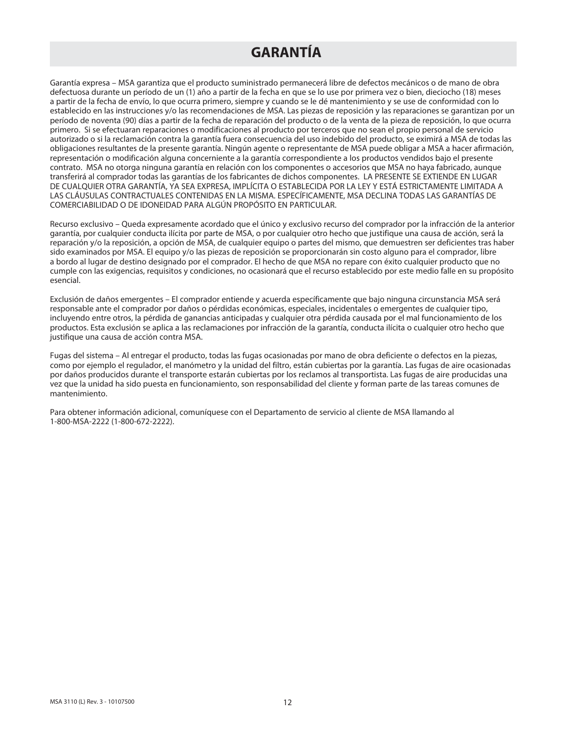# GARANTÍA

Garantía expresa – MSA garantiza que el producto suministrado permanecerá libre de defectos mecánicos o de mano de obra defectuosa durante un período de un (1) año a partir de la fecha en que se lo use por primera vez o bien, dieciocho (18) meses a partir de la fecha de envío, lo que ocurra primero, siempre y cuando se le dé mantenimiento y se use de conformidad con lo establecido en las instrucciones y/o las recomendaciones de MSA. Las piezas de reposición y las reparaciones se garantizan por un período de noventa (90) días a partir de la fecha de reparación del producto o de la venta de la pieza de reposición, lo que ocurra primero. Si se efectuaran reparaciones o modificaciones al producto por terceros que no sean el propio personal de servicio autorizado o si la reclamación contra la garantía fuera consecuencia del uso indebido del producto, se eximirá a MSA de todas las obligaciones resultantes de la presente garantía. Ningún agente o representante de MSA puede obligar a MSA a hacer afirmación, representación o modificación alguna concerniente a la garantía correspondiente a los productos vendidos bajo el presente contrato. MSA no otorga ninguna garantía en relación con los componentes o accesorios que MSA no haya fabricado, aunque transferirá al comprador todas las garantías de los fabricantes de dichos componentes. LA PRESENTE SE EXTIENDE EN LUGAR DE CUALQUIER OTRA GARANTÍA, YA SEA EXPRESA, IMPLÍCITA O ESTABLECIDA POR LA LEY Y ESTÁ ESTRICTAMENTE LIMITADA A LAS CLÁUSULAS CONTRACTUALES CONTENIDAS EN LA MISMA. ESPECÍFICAMENTE, MSA DECLINA TODAS LAS GARANTÍAS DE COMERCIABILIDAD O DE IDONEIDAD PARA ALGÚN PROPÓSITO EN PARTICULAR.

Recurso exclusivo – Queda expresamente acordado que el único y exclusivo recurso del comprador por la infracción de la anterior garantía, por cualquier conducta ilícita por parte de MSA, o por cualquier otro hecho que justifique una causa de acción, será la reparación y/o la reposición, a opción de MSA, de cualquier equipo o partes del mismo, que demuestren ser deficientes tras haber sido examinados por MSA. El equipo y/o las piezas de reposición se proporcionarán sin costo alguno para el comprador, libre a bordo al lugar de destino designado por el comprador. El hecho de que MSA no repare con éxito cualquier producto que no cumple con las exigencias, requisitos y condiciones, no ocasionará que el recurso establecido por este medio falle en su propósito esencial.

Exclusión de daños emergentes – El comprador entiende y acuerda específicamente que bajo ninguna circunstancia MSA será responsable ante el comprador por daños o pérdidas económicas, especiales, incidentales o emergentes de cualquier tipo, incluyendo entre otros, la pérdida de ganancias anticipadas y cualquier otra pérdida causada por el mal funcionamiento de los productos. Esta exclusión se aplica a las reclamaciones por infracción de la garantía, conducta ilícita o cualquier otro hecho que justifique una causa de acción contra MSA.

Fugas del sistema – Al entregar el producto, todas las fugas ocasionadas por mano de obra deficiente o defectos en la piezas, como por ejemplo el regulador, el manómetro y la unidad del filtro, están cubiertas por la garantía. Las fugas de aire ocasionadas por daños producidos durante el transporte estarán cubiertas por los reclamos al transportista. Las fugas de aire producidas una vez que la unidad ha sido puesta en funcionamiento, son responsabilidad del cliente y forman parte de las tareas comunes de mantenimiento.

Para obtener información adicional, comuníquese con el Departamento de servicio al cliente de MSA llamando al 1-800-MSA-2222 (1-800-672-2222).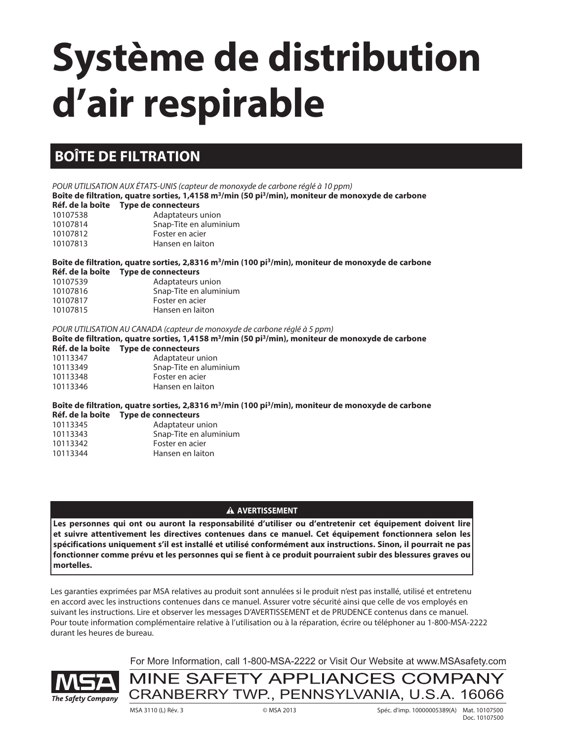# Système de distribution d'air respirable

## BOÎTE DE FILTRATION

*POUR UTILISATION AUX ÉTATS-UNIS (capteur de monoxyde de carbone réglé à 10 ppm)*

**Boîte de filtration, quatre sorties, 1,4158 m³/min (50 pi³/min), moniteur de monoxyde de carbone**

| Réf. de la boîte | Type de connecteurs |
|---|---|
| 10107538 | Adaptateurs union |
| 10107814 | Snap-Tite en aluminium |
| 10107812 | Foster en acier |
| 10107813 | Hansen en laiton |

**Boîte de filtration, quatre sorties, 2,8316 m³/min (100 pi³/min), moniteur de monoxyde de carbone**

| Réf. de la boîte | Type de connecteurs |
|---|---|
| 10107539 | Adaptateurs union |
| 10107816 | Snap-Tite en aluminium |
| 10107817 | Foster en acier |
| 10107815 | Hansen en laiton |

*POUR UTILISATION AU CANADA (capteur de monoxyde de carbone réglé à 5 ppm)*

**Boîte de filtration, quatre sorties, 1,4158 m³/min (50 pi³/min), moniteur de monoxyde de carbone**

| Réf. de la boîte | Type de connecteurs |
|---|---|
| 10113347 | Adaptateur union |
| 10113349 | Snap-Tite en aluminium |
| 10113348 | Foster en acier |
| 10113346 | Hansen en laiton |

**Boîte de filtration, quatre sorties, 2,8316 m³/min (100 pi³/min), moniteur de monoxyde de carbone**

| Réf. de la boîte | Type de connecteurs |
|---|---|
| 10113345 | Adaptateur union |
| 10113343 | Snap-Tite en aluminium |
| 10113342 | Foster en acier |
| 10113344 | Hansen en laiton |

**⚠ AVERTISSEMENT**

**Les personnes qui ont ou auront la responsabilité d'utiliser ou d'entretenir cet équipement doivent lire et suivre attentivement les directives contenues dans ce manuel. Cet équipement fonctionnera selon les spécifications uniquement s'il est installé et utilisé conformément aux instructions. Sinon, il pourrait ne pas fonctionner comme prévu et les personnes qui se fient à ce produit pourraient subir des blessures graves ou mortelles.**

Les garanties exprimées par MSA relatives au produit sont annulées si le produit n'est pas installé, utilisé et entretenu en accord avec les instructions contenues dans ce manuel. Assurer votre sécurité ainsi que celle de vos employés en suivant les instructions. Lire et observer les messages D'AVERTISSEMENT et de PRUDENCE contenus dans ce manuel. Pour toute information complémentaire relative à l'utilisation ou à la réparation, écrire ou téléphoner au 1-800-MSA-2222 durant les heures de bureau.

For More Information, call 1-800-MSA-2222 or Visit Our Website at www.MSAsafety.com

MSA The Safety Company

MINE SAFETY APPLIANCES COMPANY
CRANBERRY TWP., PENNSYLVANIA, U.S.A. 16066

MSA 3110 (L) Rév. 3 © MSA 2013 Spéc. d'imp. 10000005389(A) Mat. 10107500 Doc. 10107500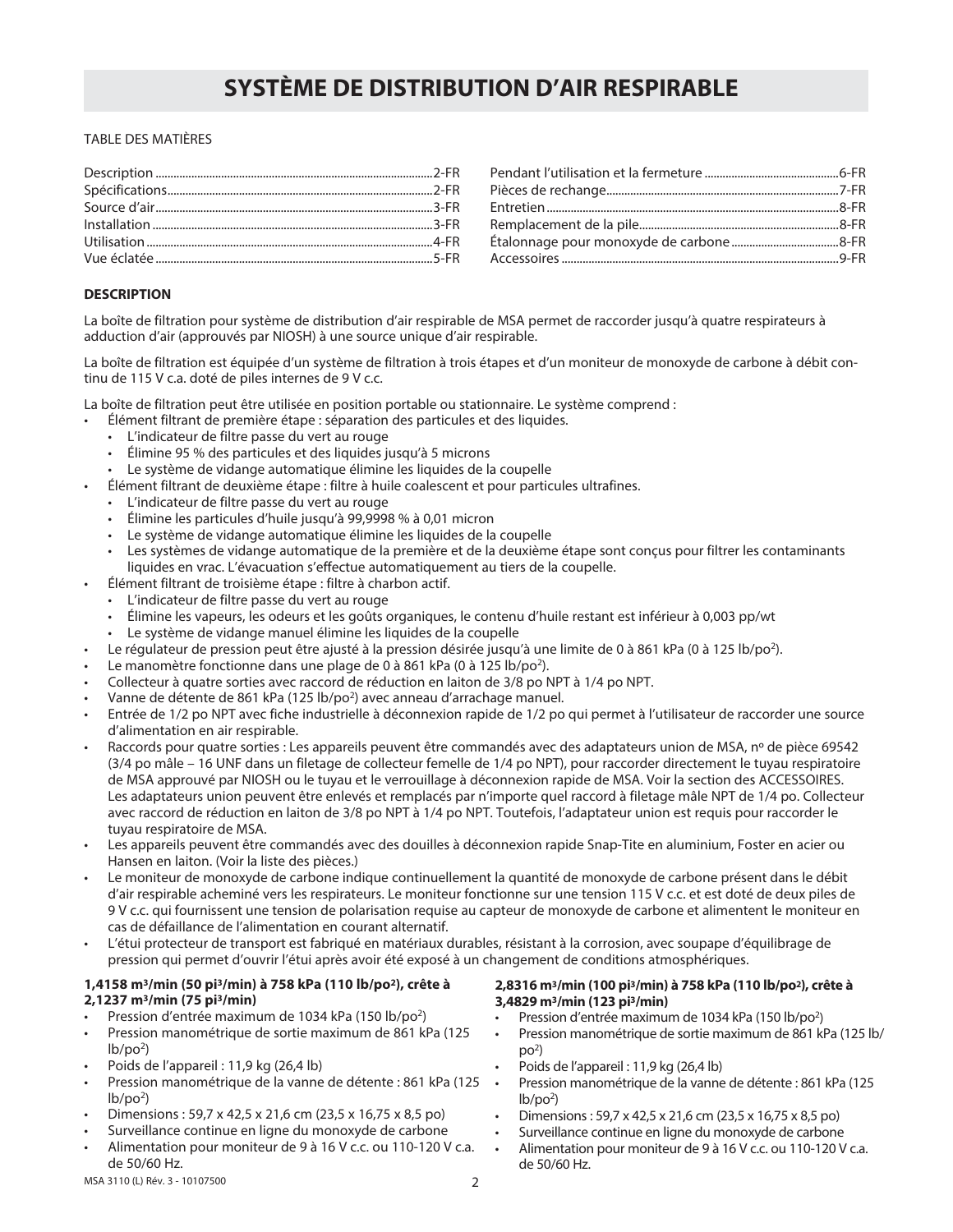# SYSTÈME DE DISTRIBUTION D'AIR RESPIRABLE

TABLE DES MATIÈRES

| | |
|---|---|
| Description ... 2-FR | Pendant l'utilisation et la fermeture ... 6-FR |
| Spécifications ... 2-FR | Pièces de rechange ... 7-FR |
| Source d'air ... 3-FR | Entretien ... 8-FR |
| Installation ... 3-FR | Remplacement de la pile ... 8-FR |
| Utilisation ... 4-FR | Étalonnage pour monoxyde de carbone ... 8-FR |
| Vue éclatée ... 5-FR | Accessoires ... 9-FR |

**DESCRIPTION**

La boîte de filtration pour système de distribution d'air respirable de MSA permet de raccorder jusqu'à quatre respirateurs à adduction d'air (approuvés par NIOSH) à une source unique d'air respirable.

La boîte de filtration est équipée d'un système de filtration à trois étapes et d'un moniteur de monoxyde de carbone à débit continu de 115 V c.a. doté de piles internes de 9 V c.c.

La boîte de filtration peut être utilisée en position portable ou stationnaire. Le système comprend :

- Élément filtrant de première étape : séparation des particules et des liquides.
  - L'indicateur de filtre passe du vert au rouge
  - Élimine 95 % des particules et des liquides jusqu'à 5 microns
  - Le système de vidange automatique élimine les liquides de la coupelle
- Élément filtrant de deuxième étape : filtre à huile coalescent et pour particules ultrafines.
  - L'indicateur de filtre passe du vert au rouge
  - Élimine les particules d'huile jusqu'à 99,9998 % à 0,01 micron
  - Le système de vidange automatique élimine les liquides de la coupelle
  - Les systèmes de vidange automatique de la première et de la deuxième étape sont conçus pour filtrer les contaminants liquides en vrac. L'évacuation s'effectue automatiquement au tiers de la coupelle.
- Élément filtrant de troisième étape : filtre à charbon actif.
  - L'indicateur de filtre passe du vert au rouge
  - Élimine les vapeurs, les odeurs et les goûts organiques, le contenu d'huile restant est inférieur à 0,003 pp/wt
  - Le système de vidange manuel élimine les liquides de la coupelle
- Le régulateur de pression peut être ajusté à la pression désirée jusqu'à une limite de 0 à 861 kPa (0 à 125 lb/po²).
- Le manomètre fonctionne dans une plage de 0 à 861 kPa (0 à 125 lb/po²).
- Collecteur à quatre sorties avec raccord de réduction en laiton de 3/8 po NPT à 1/4 po NPT.
- Vanne de détente de 861 kPa (125 lb/po²) avec anneau d'arrachage manuel.
- Entrée de 1/2 po NPT avec fiche industrielle à déconnexion rapide de 1/2 po qui permet à l'utilisateur de raccorder une source d'alimentation en air respirable.
- Raccords pour quatre sorties : Les appareils peuvent être commandés avec des adaptateurs union de MSA, nº de pièce 69542 (3/4 po mâle – 16 UNF dans un filetage de collecteur femelle de 1/4 po NPT), pour raccorder directement le tuyau respiratoire de MSA approuvé par NIOSH ou le tuyau et le verrouillage à déconnexion rapide de MSA. Voir la section des ACCESSOIRES. Les adaptateurs union peuvent être enlevés et remplacés par n'importe quel raccord à filetage mâle NPT de 1/4 po. Collecteur avec raccord de réduction en laiton de 3/8 po NPT à 1/4 po NPT. Toutefois, l'adaptateur union est requis pour raccorder le tuyau respiratoire de MSA.
- Les appareils peuvent être commandés avec des douilles à déconnexion rapide Snap-Tite en aluminium, Foster en acier ou Hansen en laiton. (Voir la liste des pièces.)
- Le moniteur de monoxyde de carbone indique continuellement la quantité de monoxyde de carbone présent dans le débit d'air respirable acheminé vers les respirateurs. Le moniteur fonctionne sur une tension 115 V c.c. et est doté de deux piles de 9 V c.c. qui fournissent une tension de polarisation requise au capteur de monoxyde de carbone et alimentent le moniteur en cas de défaillance de l'alimentation en courant alternatif.
- L'étui protecteur de transport est fabriqué en matériaux durables, résistant à la corrosion, avec soupape d'équilibrage de pression qui permet d'ouvrir l'étui après avoir été exposé à un changement de conditions atmosphériques.

**1,4158 m³/min (50 pi³/min) à 758 kPa (110 lb/po²), crête à 2,1237 m³/min (75 pi³/min)**

- Pression d'entrée maximum de 1034 kPa (150 lb/po²)
- Pression manométrique de sortie maximum de 861 kPa (125 lb/po²)
- Poids de l'appareil : 11,9 kg (26,4 lb)
- Pression manométrique de la vanne de détente : 861 kPa (125 lb/po²)
- Dimensions : 59,7 x 42,5 x 21,6 cm (23,5 x 16,75 x 8,5 po)
- Surveillance continue en ligne du monoxyde de carbone
- Alimentation pour moniteur de 9 à 16 V c.c. ou 110-120 V c.a. de 50/60 Hz.

**2,8316 m³/min (100 pi³/min) à 758 kPa (110 lb/po²), crête à 3,4829 m³/min (123 pi³/min)**

- Pression d'entrée maximum de 1034 kPa (150 lb/po²)
- Pression manométrique de sortie maximum de 861 kPa (125 lb/po²)
- Poids de l'appareil : 11,9 kg (26,4 lb)
- Pression manométrique de la vanne de détente : 861 kPa (125 lb/po²)
- Dimensions : 59,7 x 42,5 x 21,6 cm (23,5 x 16,75 x 8,5 po)
- Surveillance continue en ligne du monoxyde de carbone
- Alimentation pour moniteur de 9 à 16 V c.c. ou 110-120 V c.a. de 50/60 Hz.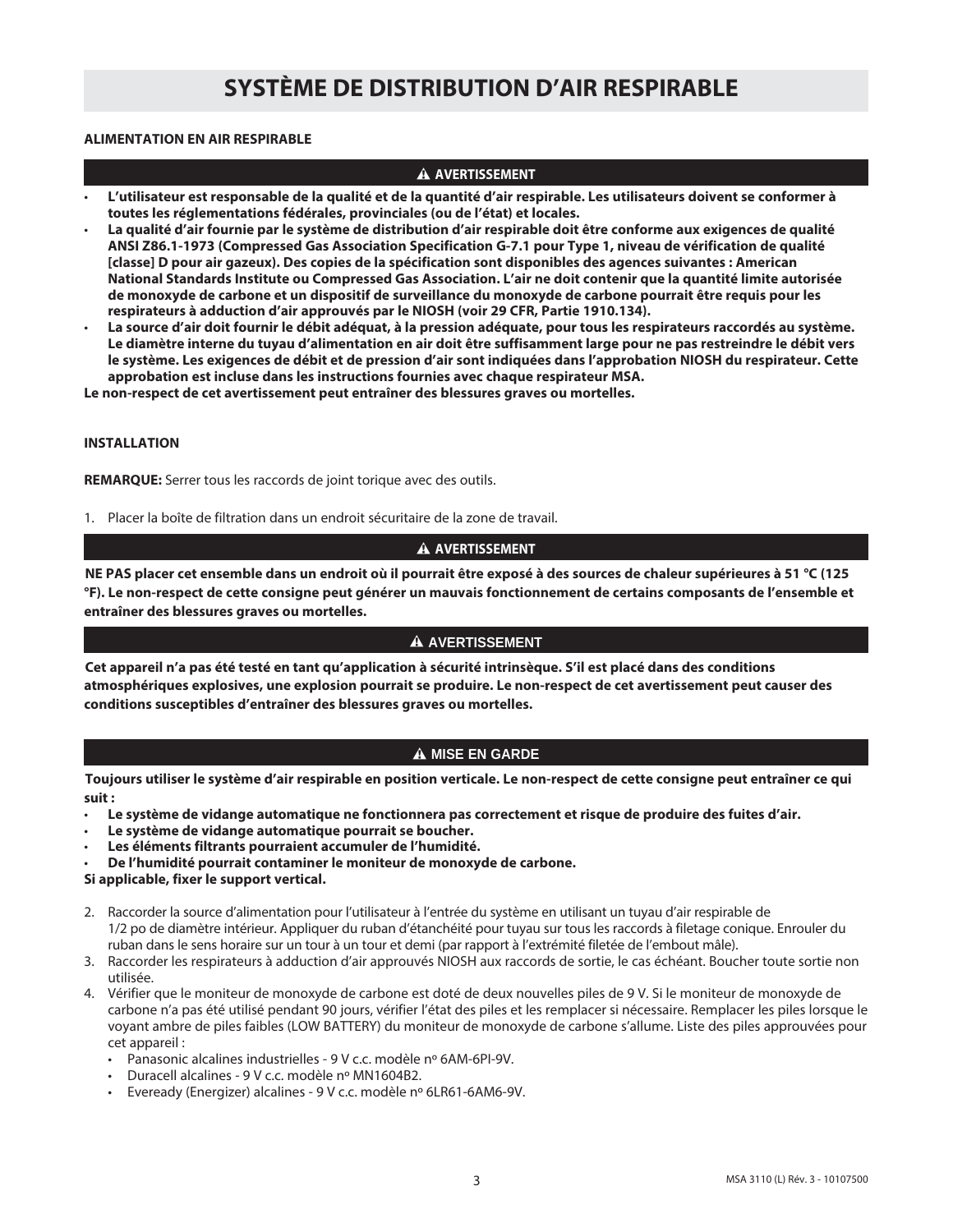# SYSTÈME DE DISTRIBUTION D'AIR RESPIRABLE

**ALIMENTATION EN AIR RESPIRABLE**

**⚠ AVERTISSEMENT**

- **L'utilisateur est responsable de la qualité et de la quantité d'air respirable. Les utilisateurs doivent se conformer à toutes les réglementations fédérales, provinciales (ou de l'état) et locales.**
- **La qualité d'air fournie par le système de distribution d'air respirable doit être conforme aux exigences de qualité ANSI Z86.1-1973 (Compressed Gas Association Specification G-7.1 pour Type 1, niveau de vérification de qualité [classe] D pour air gazeux). Des copies de la spécification sont disponibles des agences suivantes : American National Standards Institute ou Compressed Gas Association. L'air ne doit contenir que la quantité limite autorisée de monoxyde de carbone et un dispositif de surveillance du monoxyde de carbone pourrait être requis pour les respirateurs à adduction d'air approuvés par le NIOSH (voir 29 CFR, Partie 1910.134).**
- **La source d'air doit fournir le débit adéquat, à la pression adéquate, pour tous les respirateurs raccordés au système. Le diamètre interne du tuyau d'alimentation en air doit être suffisamment large pour ne pas restreindre le débit vers le système. Les exigences de débit et de pression d'air sont indiquées dans l'approbation NIOSH du respirateur. Cette approbation est incluse dans les instructions fournies avec chaque respirateur MSA.**

**Le non-respect de cet avertissement peut entraîner des blessures graves ou mortelles.**

**INSTALLATION**

**REMARQUE:** Serrer tous les raccords de joint torique avec des outils.

1. Placer la boîte de filtration dans un endroit sécuritaire de la zone de travail.

**⚠ AVERTISSEMENT**

**NE PAS placer cet ensemble dans un endroit où il pourrait être exposé à des sources de chaleur supérieures à 51 °C (125 °F). Le non-respect de cette consigne peut générer un mauvais fonctionnement de certains composants de l'ensemble et entraîner des blessures graves ou mortelles.**

**⚠ AVERTISSEMENT**

**Cet appareil n'a pas été testé en tant qu'application à sécurité intrinsèque. S'il est placé dans des conditions atmosphériques explosives, une explosion pourrait se produire. Le non-respect de cet avertissement peut causer des conditions susceptibles d'entraîner des blessures graves ou mortelles.**

**⚠ MISE EN GARDE**

**Toujours utiliser le système d'air respirable en position verticale. Le non-respect de cette consigne peut entraîner ce qui suit :**

- **Le système de vidange automatique ne fonctionnera pas correctement et risque de produire des fuites d'air.**
- **Le système de vidange automatique pourrait se boucher.**
- **Les éléments filtrants pourraient accumuler de l'humidité.**
- **De l'humidité pourrait contaminer le moniteur de monoxyde de carbone.**

**Si applicable, fixer le support vertical.**

2. Raccorder la source d'alimentation pour l'utilisateur à l'entrée du système en utilisant un tuyau d'air respirable de 1/2 po de diamètre intérieur. Appliquer du ruban d'étanchéité pour tuyau sur tous les raccords à filetage conique. Enrouler du ruban dans le sens horaire sur un tour à un tour et demi (par rapport à l'extrémité filetée de l'embout mâle).
3. Raccorder les respirateurs à adduction d'air approuvés NIOSH aux raccords de sortie, le cas échéant. Boucher toute sortie non utilisée.
4. Vérifier que le moniteur de monoxyde de carbone est doté de deux nouvelles piles de 9 V. Si le moniteur de monoxyde de carbone n'a pas été utilisé pendant 90 jours, vérifier l'état des piles et les remplacer si nécessaire. Remplacer les piles lorsque le voyant ambre de piles faibles (LOW BATTERY) du moniteur de monoxyde de carbone s'allume. Liste des piles approuvées pour cet appareil :
   - Panasonic alcalines industrielles - 9 V c.c. modèle nº 6AM-6PI-9V.
   - Duracell alcalines - 9 V c.c. modèle nº MN1604B2.
   - Eveready (Energizer) alcalines - 9 V c.c. modèle nº 6LR61-6AM6-9V.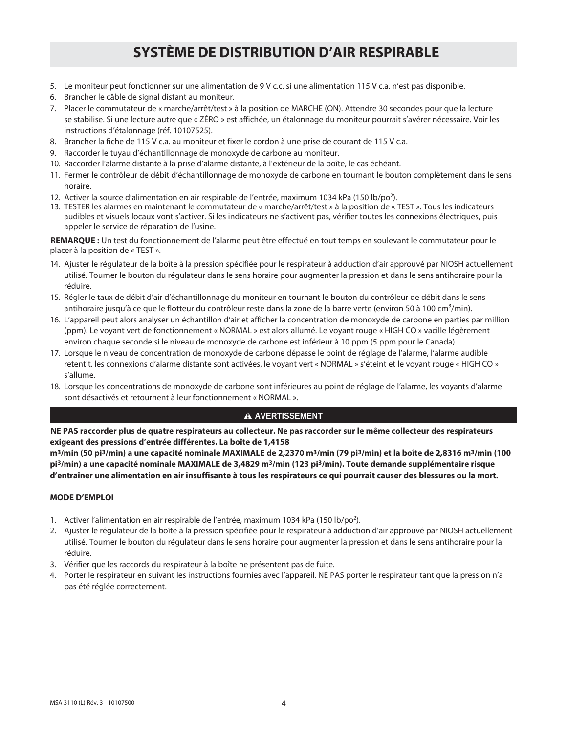# SYSTÈME DE DISTRIBUTION D'AIR RESPIRABLE

5. Le moniteur peut fonctionner sur une alimentation de 9 V c.c. si une alimentation 115 V c.a. n'est pas disponible.
6. Brancher le câble de signal distant au moniteur.
7. Placer le commutateur de « marche/arrêt/test » à la position de MARCHE (ON). Attendre 30 secondes pour que la lecture se stabilise. Si une lecture autre que « ZÉRO » est affichée, un étalonnage du moniteur pourrait s'avérer nécessaire. Voir les instructions d'étalonnage (réf. 10107525).
8. Brancher la fiche de 115 V c.a. au moniteur et fixer le cordon à une prise de courant de 115 V c.a.
9. Raccorder le tuyau d'échantillonnage de monoxyde de carbone au moniteur.
10. Raccorder l'alarme distante à la prise d'alarme distante, à l'extérieur de la boîte, le cas échéant.
11. Fermer le contrôleur de débit d'échantillonnage de monoxyde de carbone en tournant le bouton complètement dans le sens horaire.
12. Activer la source d'alimentation en air respirable de l'entrée, maximum 1034 kPa (150 lb/po$^2$).
13. TESTER les alarmes en maintenant le commutateur de « marche/arrêt/test » à la position de « TEST ». Tous les indicateurs audibles et visuels locaux vont s'activer. Si les indicateurs ne s'activent pas, vérifier toutes les connexions électriques, puis appeler le service de réparation de l'usine.

**REMARQUE :** Un test du fonctionnement de l'alarme peut être effectué en tout temps en soulevant le commutateur pour le placer à la position de « TEST ».

14. Ajuster le régulateur de la boîte à la pression spécifiée pour le respirateur à adduction d'air approuvé par NIOSH actuellement utilisé. Tourner le bouton du régulateur dans le sens horaire pour augmenter la pression et dans le sens antihoraire pour la réduire.
15. Régler le taux de débit d'air d'échantillonnage du moniteur en tournant le bouton du contrôleur de débit dans le sens antihoraire jusqu'à ce que le flotteur du contrôleur reste dans la zone de la barre verte (environ 50 à 100 cm$^3$/min).
16. L'appareil peut alors analyser un échantillon d'air et afficher la concentration de monoxyde de carbone en parties par million (ppm). Le voyant vert de fonctionnement « NORMAL » est alors allumé. Le voyant rouge « HIGH CO » vacille légèrement environ chaque seconde si le niveau de monoxyde de carbone est inférieur à 10 ppm (5 ppm pour le Canada).
17. Lorsque le niveau de concentration de monoxyde de carbone dépasse le point de réglage de l'alarme, l'alarme audible retentit, les connexions d'alarme distante sont activées, le voyant vert « NORMAL » s'éteint et le voyant rouge « HIGH CO » s'allume.
18. Lorsque les concentrations de monoxyde de carbone sont inférieures au point de réglage de l'alarme, les voyants d'alarme sont désactivés et retournent à leur fonctionnement « NORMAL ».

**⚠ AVERTISSEMENT**

**NE PAS raccorder plus de quatre respirateurs au collecteur. Ne pas raccorder sur le même collecteur des respirateurs exigeant des pressions d'entrée différentes. La boîte de 1,4158 m$^3$/min (50 pi$^3$/min) a une capacité nominale MAXIMALE de 2,2370 m$^3$/min (79 pi$^3$/min) et la boîte de 2,8316 m$^3$/min (100 pi$^3$/min) a une capacité nominale MAXIMALE de 3,4829 m$^3$/min (123 pi$^3$/min). Toute demande supplémentaire risque d'entraîner une alimentation en air insuffisante à tous les respirateurs ce qui pourrait causer des blessures ou la mort.**

**MODE D'EMPLOI**

1. Activer l'alimentation en air respirable de l'entrée, maximum 1034 kPa (150 lb/po$^2$).
2. Ajuster le régulateur de la boîte à la pression spécifiée pour le respirateur à adduction d'air approuvé par NIOSH actuellement utilisé. Tourner le bouton du régulateur dans le sens horaire pour augmenter la pression et dans le sens antihoraire pour la réduire.
3. Vérifier que les raccords du respirateur à la boîte ne présentent pas de fuite.
4. Porter le respirateur en suivant les instructions fournies avec l'appareil. NE PAS porter le respirateur tant que la pression n'a pas été réglée correctement.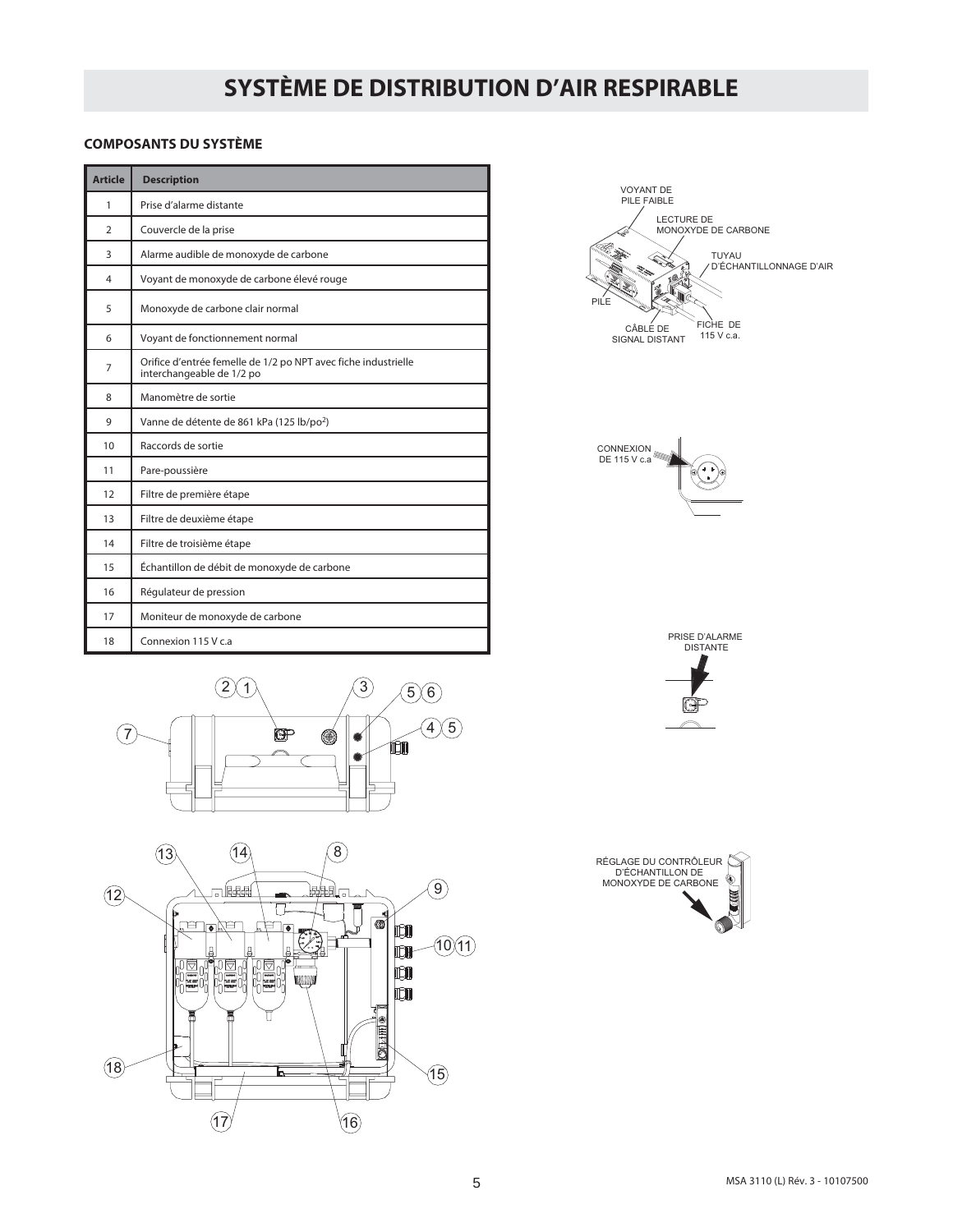# SYSTÈME DE DISTRIBUTION D'AIR RESPIRABLE

### COMPOSANTS DU SYSTÈME

| Article | Description |
| --- | --- |
| 1 | Prise d'alarme distante |
| 2 | Couvercle de la prise |
| 3 | Alarme audible de monoxyde de carbone |
| 4 | Voyant de monoxyde de carbone élevé rouge |
| 5 | Monoxyde de carbone clair normal |
| 6 | Voyant de fonctionnement normal |
| 7 | Orifice d'entrée femelle de 1/2 po NPT avec fiche industrielle interchangeable de 1/2 po |
| 8 | Manomètre de sortie |
| 9 | Vanne de détente de 861 kPa (125 lb/po²) |
| 10 | Raccords de sortie |
| 11 | Pare-poussière |
| 12 | Filtre de première étape |
| 13 | Filtre de deuxième étape |
| 14 | Filtre de troisième étape |
| 15 | Échantillon de débit de monoxyde de carbone |
| 16 | Régulateur de pression |
| 17 | Moniteur de monoxyde de carbone |
| 18 | Connexion 115 V c.a |

VOYANT DE PILE FAIBLE
LECTURE DE MONOXYDE DE CARBONE
TUYAU D'ÉCHANTILLONNAGE D'AIR
PILE
CÂBLE DE SIGNAL DISTANT
FICHE DE 115 V c.a.

CONNEXION DE 115 V c.a

PRISE D'ALARME DISTANTE

RÉGLAGE DU CONTRÔLEUR D'ÉCHANTILLON DE MONOXYDE DE CARBONE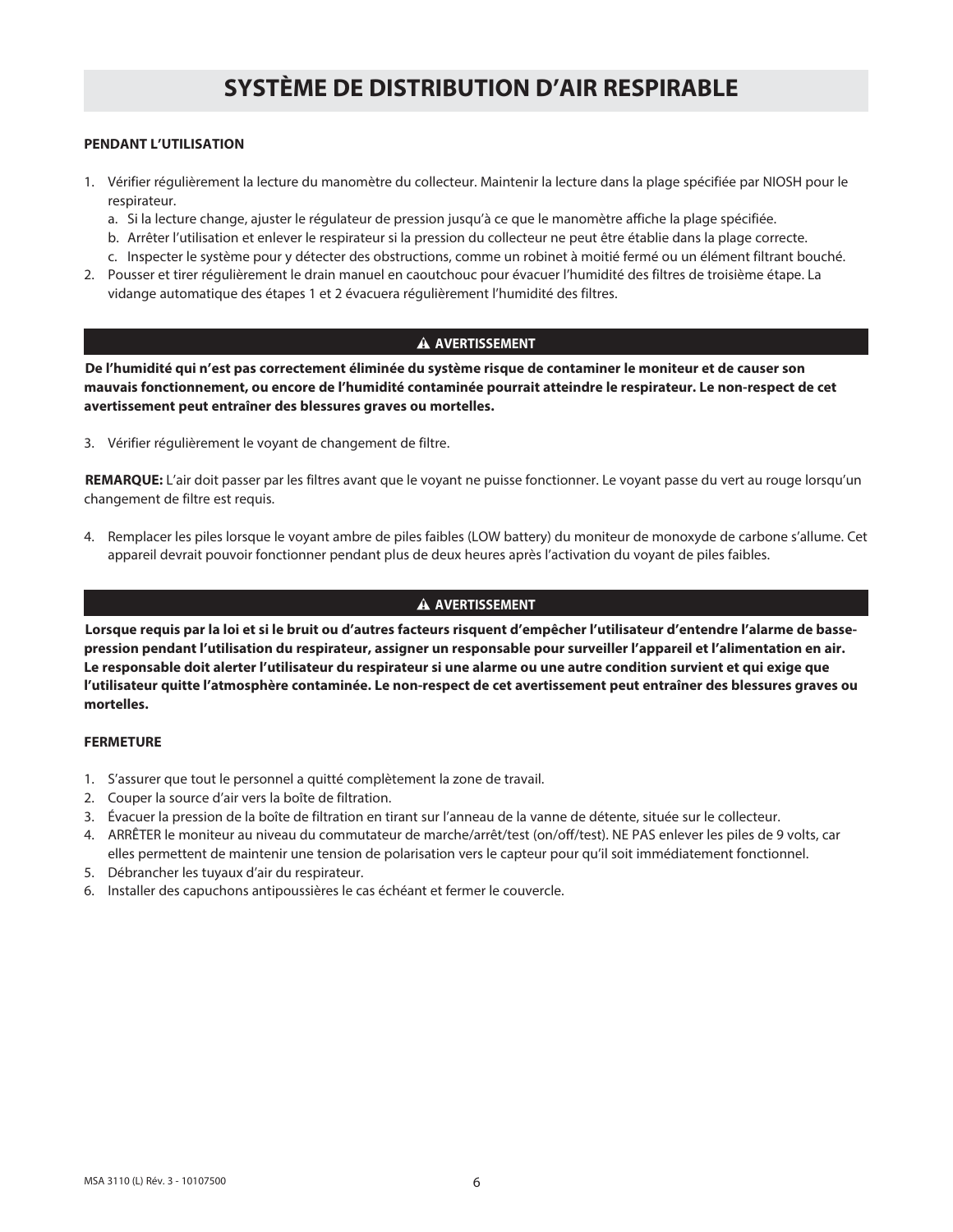# SYSTÈME DE DISTRIBUTION D'AIR RESPIRABLE

**PENDANT L'UTILISATION**

1. Vérifier régulièrement la lecture du manomètre du collecteur. Maintenir la lecture dans la plage spécifiée par NIOSH pour le respirateur.
   a. Si la lecture change, ajuster le régulateur de pression jusqu'à ce que le manomètre affiche la plage spécifiée.
   b. Arrêter l'utilisation et enlever le respirateur si la pression du collecteur ne peut être établie dans la plage correcte.
   c. Inspecter le système pour y détecter des obstructions, comme un robinet à moitié fermé ou un élément filtrant bouché.
2. Pousser et tirer régulièrement le drain manuel en caoutchouc pour évacuer l'humidité des filtres de troisième étape. La vidange automatique des étapes 1 et 2 évacuera régulièrement l'humidité des filtres.

**⚠ AVERTISSEMENT**

**De l'humidité qui n'est pas correctement éliminée du système risque de contaminer le moniteur et de causer son mauvais fonctionnement, ou encore de l'humidité contaminée pourrait atteindre le respirateur. Le non-respect de cet avertissement peut entraîner des blessures graves ou mortelles.**

3. Vérifier régulièrement le voyant de changement de filtre.

**REMARQUE:** L'air doit passer par les filtres avant que le voyant ne puisse fonctionner. Le voyant passe du vert au rouge lorsqu'un changement de filtre est requis.

4. Remplacer les piles lorsque le voyant ambre de piles faibles (LOW battery) du moniteur de monoxyde de carbone s'allume. Cet appareil devrait pouvoir fonctionner pendant plus de deux heures après l'activation du voyant de piles faibles.

**⚠ AVERTISSEMENT**

**Lorsque requis par la loi et si le bruit ou d'autres facteurs risquent d'empêcher l'utilisateur d'entendre l'alarme de basse-pression pendant l'utilisation du respirateur, assigner un responsable pour surveiller l'appareil et l'alimentation en air. Le responsable doit alerter l'utilisateur du respirateur si une alarme ou une autre condition survient et qui exige que l'utilisateur quitte l'atmosphère contaminée. Le non-respect de cet avertissement peut entraîner des blessures graves ou mortelles.**

**FERMETURE**

1. S'assurer que tout le personnel a quitté complètement la zone de travail.
2. Couper la source d'air vers la boîte de filtration.
3. Évacuer la pression de la boîte de filtration en tirant sur l'anneau de la vanne de détente, située sur le collecteur.
4. ARRÊTER le moniteur au niveau du commutateur de marche/arrêt/test (on/off/test). NE PAS enlever les piles de 9 volts, car elles permettent de maintenir une tension de polarisation vers le capteur pour qu'il soit immédiatement fonctionnel.
5. Débrancher les tuyaux d'air du respirateur.
6. Installer des capuchons antipoussières le cas échéant et fermer le couvercle.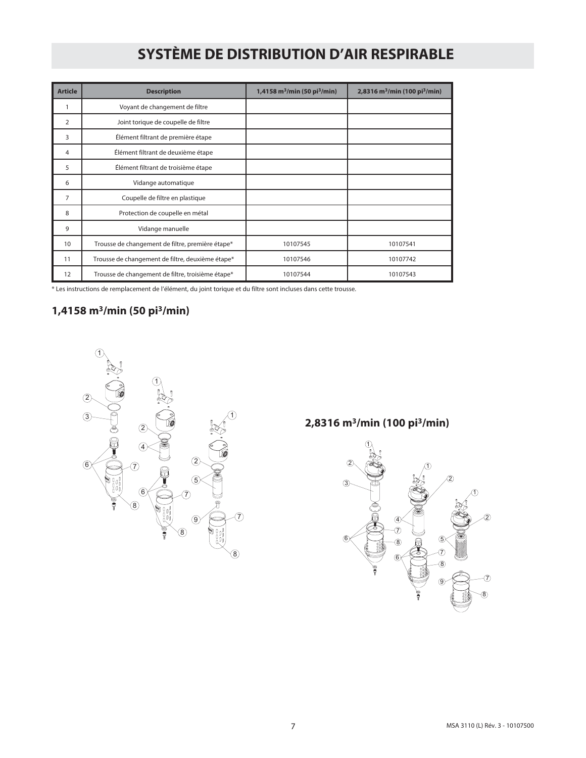# SYSTÈME DE DISTRIBUTION D'AIR RESPIRABLE

| Article | Description | 1,4158 $m^3$/min (50 $pi^3$/min) | 2,8316 $m^3$/min (100 $pi^3$/min) |
|---|---|---|---|
| 1 | Voyant de changement de filtre | | |
| 2 | Joint torique de coupelle de filtre | | |
| 3 | Élément filtrant de première étape | | |
| 4 | Élément filtrant de deuxième étape | | |
| 5 | Élément filtrant de troisième étape | | |
| 6 | Vidange automatique | | |
| 7 | Coupelle de filtre en plastique | | |
| 8 | Protection de coupelle en métal | | |
| 9 | Vidange manuelle | | |
| 10 | Trousse de changement de filtre, première étape* | 10107545 | 10107541 |
| 11 | Trousse de changement de filtre, deuxième étape* | 10107546 | 10107742 |
| 12 | Trousse de changement de filtre, troisième étape* | 10107544 | 10107543 |

* Les instructions de remplacement de l'élément, du joint torique et du filtre sont incluses dans cette trousse.

## 1,4158 $m^3$/min (50 $pi^3$/min)

## 2,8316 $m^3$/min (100 $pi^3$/min)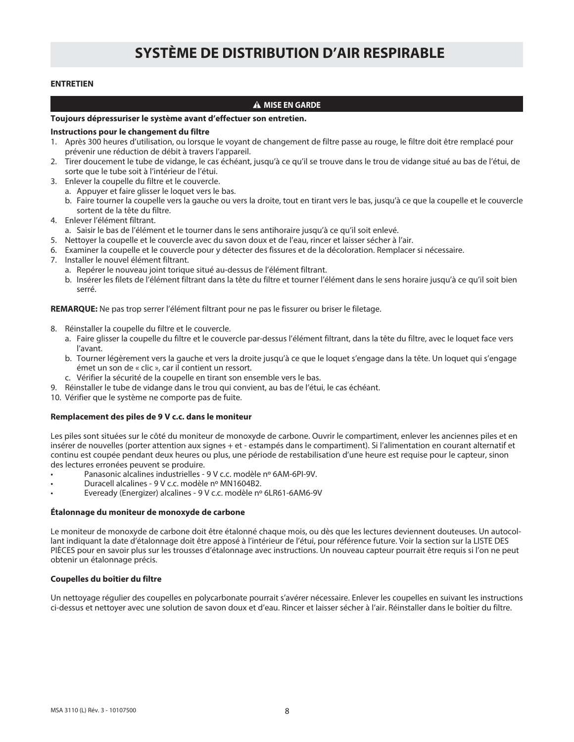# SYSTÈME DE DISTRIBUTION D’AIR RESPIRABLE

**ENTRETIEN**

**⚠ MISE EN GARDE**

**Toujours dépressuriser le système avant d’effectuer son entretien.**

**Instructions pour le changement du filtre**

1. Après 300 heures d’utilisation, ou lorsque le voyant de changement de filtre passe au rouge, le filtre doit être remplacé pour prévenir une réduction de débit à travers l’appareil.
2. Tirer doucement le tube de vidange, le cas échéant, jusqu’à ce qu’il se trouve dans le trou de vidange situé au bas de l’étui, de sorte que le tube soit à l’intérieur de l’étui.
3. Enlever la coupelle du filtre et le couvercle.
   a. Appuyer et faire glisser le loquet vers le bas.
   b. Faire tourner la coupelle vers la gauche ou vers la droite, tout en tirant vers le bas, jusqu’à ce que la coupelle et le couvercle sortent de la tête du filtre.
4. Enlever l’élément filtrant.
   a. Saisir le bas de l’élément et le tourner dans le sens antihoraire jusqu’à ce qu’il soit enlevé.
5. Nettoyer la coupelle et le couvercle avec du savon doux et de l’eau, rincer et laisser sécher à l’air.
6. Examiner la coupelle et le couvercle pour y détecter des fissures et de la décoloration. Remplacer si nécessaire.
7. Installer le nouvel élément filtrant.
   a. Repérer le nouveau joint torique situé au-dessus de l’élément filtrant.
   b. Insérer les filets de l’élément filtrant dans la tête du filtre et tourner l’élément dans le sens horaire jusqu’à ce qu’il soit bien serré.

**REMARQUE:** Ne pas trop serrer l’élément filtrant pour ne pas le fissurer ou briser le filetage.

8. Réinstaller la coupelle du filtre et le couvercle.
   a. Faire glisser la coupelle du filtre et le couvercle par-dessus l’élément filtrant, dans la tête du filtre, avec le loquet face vers l’avant.
   b. Tourner légèrement vers la gauche et vers la droite jusqu’à ce que le loquet s’engage dans la tête. Un loquet qui s’engage émet un son de « clic », car il contient un ressort.
   c. Vérifier la sécurité de la coupelle en tirant son ensemble vers le bas.
9. Réinstaller le tube de vidange dans le trou qui convient, au bas de l’étui, le cas échéant.
10. Vérifier que le système ne comporte pas de fuite.

**Remplacement des piles de 9 V c.c. dans le moniteur**

Les piles sont situées sur le côté du moniteur de monoxyde de carbone. Ouvrir le compartiment, enlever les anciennes piles et en insérer de nouvelles (porter attention aux signes + et - estampés dans le compartiment). Si l’alimentation en courant alternatif et continu est coupée pendant deux heures ou plus, une période de restabilisation d’une heure est requise pour le capteur, sinon des lectures erronées peuvent se produire.

- Panasonic alcalines industrielles - 9 V c.c. modèle nº 6AM-6PI-9V.
- Duracell alcalines - 9 V c.c. modèle nº MN1604B2.
- Eveready (Energizer) alcalines - 9 V c.c. modèle nº 6LR61-6AM6-9V

**Étalonnage du moniteur de monoxyde de carbone**

Le moniteur de monoxyde de carbone doit être étalonné chaque mois, ou dès que les lectures deviennent douteuses. Un autocollant indiquant la date d’étalonnage doit être apposé à l’intérieur de l’étui, pour référence future. Voir la section sur la LISTE DES PIÈCES pour en savoir plus sur les trousses d’étalonnage avec instructions. Un nouveau capteur pourrait être requis si l’on ne peut obtenir un étalonnage précis.

**Coupelles du boîtier du filtre**

Un nettoyage régulier des coupelles en polycarbonate pourrait s’avérer nécessaire. Enlever les coupelles en suivant les instructions ci-dessus et nettoyer avec une solution de savon doux et d’eau. Rincer et laisser sécher à l’air. Réinstaller dans le boîtier du filtre.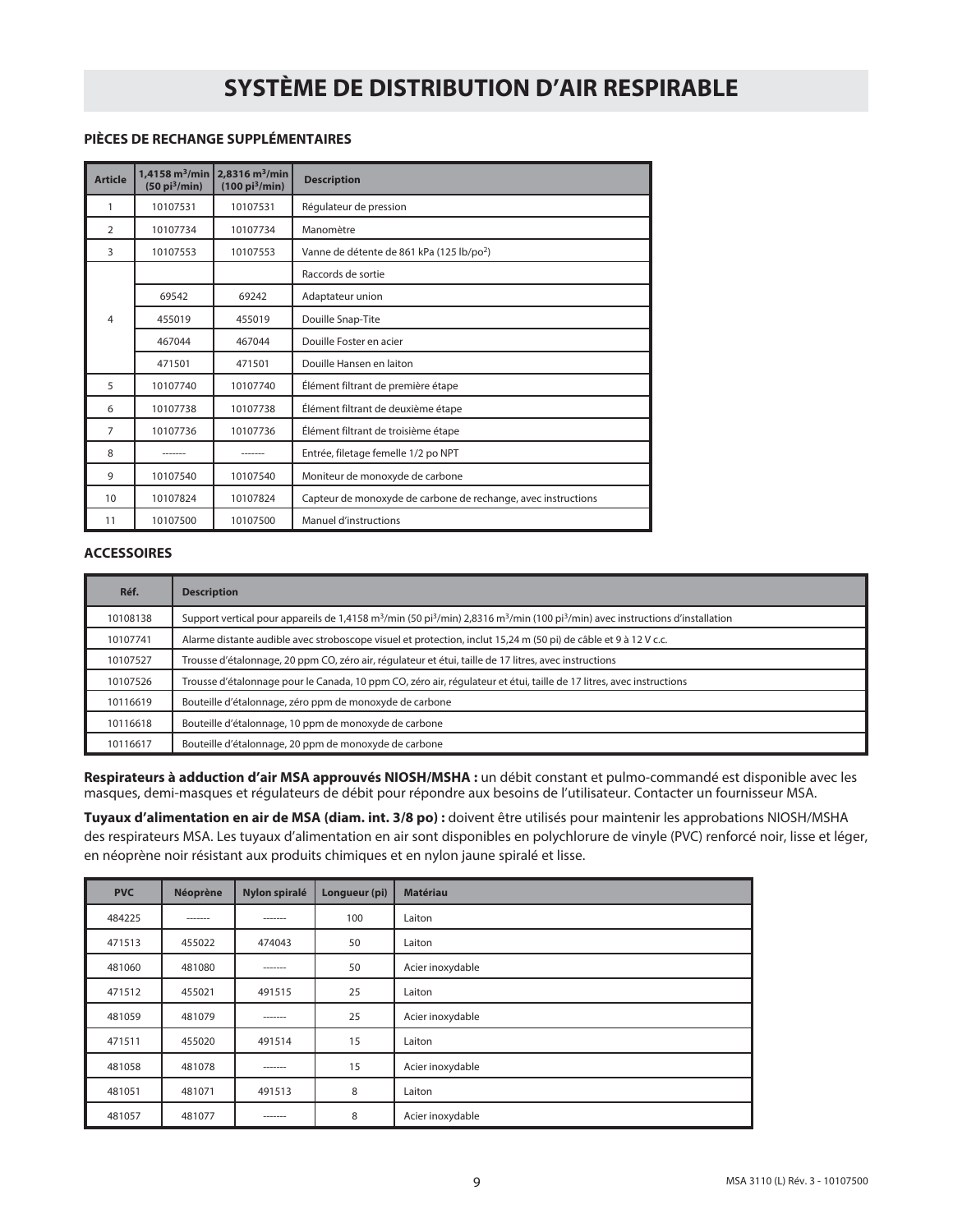# SYSTÈME DE DISTRIBUTION D'AIR RESPIRABLE

### PIÈCES DE RECHANGE SUPPLÉMENTAIRES

| Article | 1,4158 $m^3$/min (50 $pi^3$/min) | 2,8316 $m^3$/min (100 $pi^3$/min) | Description |
|---|---|---|---|
| 1 | 10107531 | 10107531 | Régulateur de pression |
| 2 | 10107734 | 10107734 | Manomètre |
| 3 | 10107553 | 10107553 | Vanne de détente de 861 kPa (125 lb/$po^2$) |
| 4 | | | Raccords de sortie |
| | 69542 | 69242 | Adaptateur union |
| | 455019 | 455019 | Douille Snap-Tite |
| | 467044 | 467044 | Douille Foster en acier |
| | 471501 | 471501 | Douille Hansen en laiton |
| 5 | 10107740 | 10107740 | Élément filtrant de première étape |
| 6 | 10107738 | 10107738 | Élément filtrant de deuxième étape |
| 7 | 10107736 | 10107736 | Élément filtrant de troisième étape |
| 8 | ------- | ------- | Entrée, filetage femelle 1/2 po NPT |
| 9 | 10107540 | 10107540 | Moniteur de monoxyde de carbone |
| 10 | 10107824 | 10107824 | Capteur de monoxyde de carbone de rechange, avec instructions |
| 11 | 10107500 | 10107500 | Manuel d'instructions |

### ACCESSOIRES

| Réf. | Description |
|---|---|
| 10108138 | Support vertical pour appareils de 1,4158 $m^3$/min (50 $pi^3$/min) 2,8316 $m^3$/min (100 $pi^3$/min) avec instructions d'installation |
| 10107741 | Alarme distante audible avec stroboscope visuel et protection, inclut 15,24 m (50 pi) de câble et 9 à 12 V c.c. |
| 10107527 | Trousse d'étalonnage, 20 ppm CO, zéro air, régulateur et étui, taille de 17 litres, avec instructions |
| 10107526 | Trousse d'étalonnage pour le Canada, 10 ppm CO, zéro air, régulateur et étui, taille de 17 litres, avec instructions |
| 10116619 | Bouteille d'étalonnage, zéro ppm de monoxyde de carbone |
| 10116618 | Bouteille d'étalonnage, 10 ppm de monoxyde de carbone |
| 10116617 | Bouteille d'étalonnage, 20 ppm de monoxyde de carbone |

**Respirateurs à adduction d'air MSA approuvés NIOSH/MSHA :** un débit constant et pulmo-commandé est disponible avec les masques, demi-masques et régulateurs de débit pour répondre aux besoins de l'utilisateur. Contacter un fournisseur MSA.

**Tuyaux d'alimentation en air de MSA (diam. int. 3/8 po) :** doivent être utilisés pour maintenir les approbations NIOSH/MSHA des respirateurs MSA. Les tuyaux d'alimentation en air sont disponibles en polychlorure de vinyle (PVC) renforcé noir, lisse et léger, en néoprène noir résistant aux produits chimiques et en nylon jaune spiralé et lisse.

| PVC | Néoprène | Nylon spiralé | Longueur (pi) | Matériau |
|---|---|---|---|---|
| 484225 | ------- | ------- | 100 | Laiton |
| 471513 | 455022 | 474043 | 50 | Laiton |
| 481060 | 481080 | ------- | 50 | Acier inoxydable |
| 471512 | 455021 | 491515 | 25 | Laiton |
| 481059 | 481079 | ------- | 25 | Acier inoxydable |
| 471511 | 455020 | 491514 | 15 | Laiton |
| 481058 | 481078 | ------- | 15 | Acier inoxydable |
| 481051 | 481071 | 491513 | 8 | Laiton |
| 481057 | 481077 | ------- | 8 | Acier inoxydable |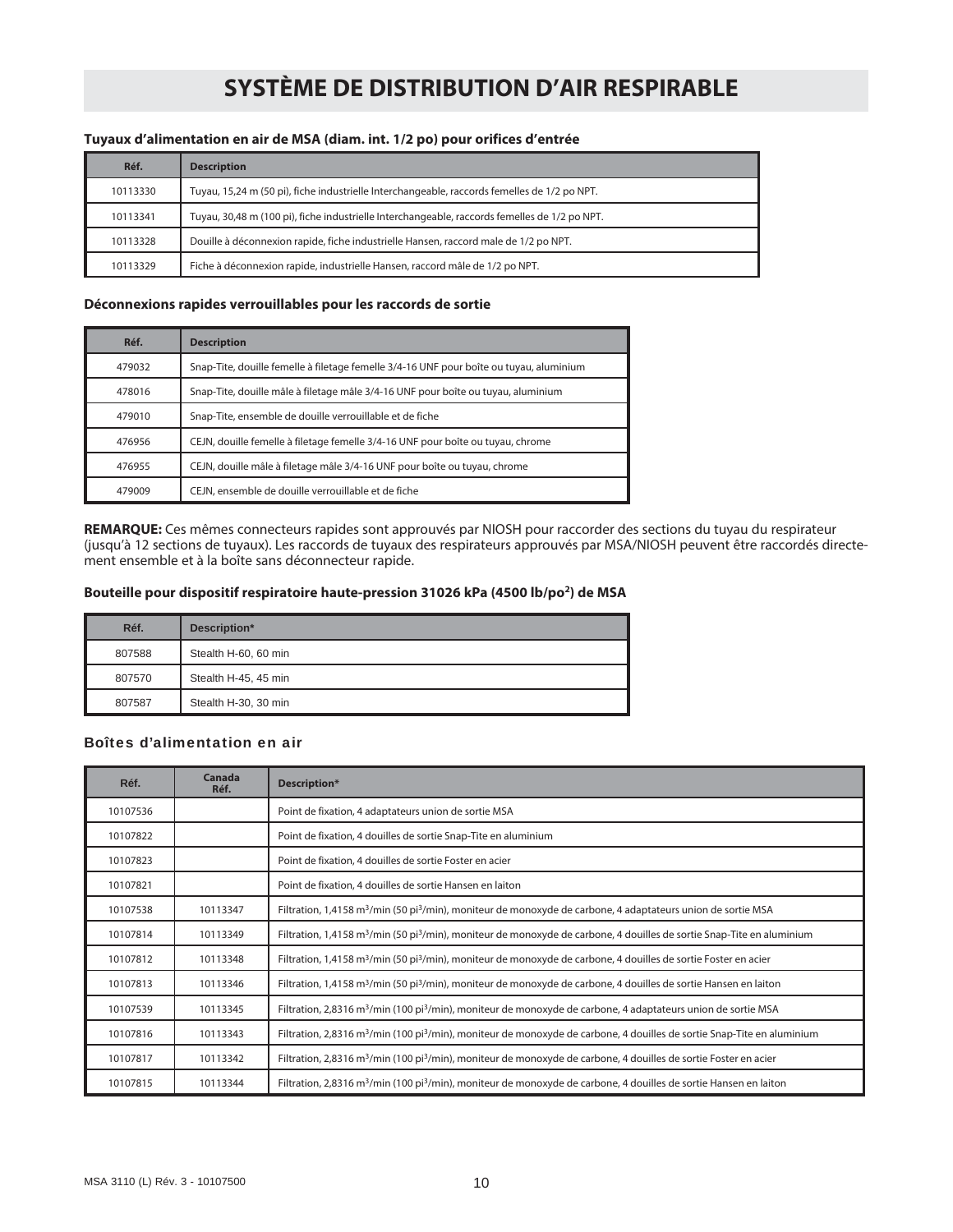# SYSTÈME DE DISTRIBUTION D'AIR RESPIRABLE

### Tuyaux d'alimentation en air de MSA (diam. int. 1/2 po) pour orifices d'entrée

| Réf. | Description |
|---|---|
| 10113330 | Tuyau, 15,24 m (50 pi), fiche industrielle Interchangeable, raccords femelles de 1/2 po NPT. |
| 10113341 | Tuyau, 30,48 m (100 pi), fiche industrielle Interchangeable, raccords femelles de 1/2 po NPT. |
| 10113328 | Douille à déconnexion rapide, fiche industrielle Hansen, raccord male de 1/2 po NPT. |
| 10113329 | Fiche à déconnexion rapide, industrielle Hansen, raccord mâle de 1/2 po NPT. |

### Déconnexions rapides verrouillables pour les raccords de sortie

| Réf. | Description |
|---|---|
| 479032 | Snap-Tite, douille femelle à filetage femelle 3/4-16 UNF pour boîte ou tuyau, aluminium |
| 478016 | Snap-Tite, douille mâle à filetage mâle 3/4-16 UNF pour boîte ou tuyau, aluminium |
| 479010 | Snap-Tite, ensemble de douille verrouillable et de fiche |
| 476956 | CEJN, douille femelle à filetage femelle 3/4-16 UNF pour boîte ou tuyau, chrome |
| 476955 | CEJN, douille mâle à filetage mâle 3/4-16 UNF pour boîte ou tuyau, chrome |
| 479009 | CEJN, ensemble de douille verrouillable et de fiche |

**REMARQUE:** Ces mêmes connecteurs rapides sont approuvés par NIOSH pour raccorder des sections du tuyau du respirateur (jusqu'à 12 sections de tuyaux). Les raccords de tuyaux des respirateurs approuvés par MSA/NIOSH peuvent être raccordés directement ensemble et à la boîte sans déconnecteur rapide.

### Bouteille pour dispositif respiratoire haute-pression 31026 kPa (4500 lb/po²) de MSA

| Réf. | Description* |
|---|---|
| 807588 | Stealth H-60, 60 min |
| 807570 | Stealth H-45, 45 min |
| 807587 | Stealth H-30, 30 min |

### Boîtes d'alimentation en air

| Réf. | Canada Réf. | Description* |
|---|---|---|
| 10107536 | | Point de fixation, 4 adaptateurs union de sortie MSA |
| 10107822 | | Point de fixation, 4 douilles de sortie Snap-Tite en aluminium |
| 10107823 | | Point de fixation, 4 douilles de sortie Foster en acier |
| 10107821 | | Point de fixation, 4 douilles de sortie Hansen en laiton |
| 10107538 | 10113347 | Filtration, 1,4158 m³/min (50 pi³/min), moniteur de monoxyde de carbone, 4 adaptateurs union de sortie MSA |
| 10107814 | 10113349 | Filtration, 1,4158 m³/min (50 pi³/min), moniteur de monoxyde de carbone, 4 douilles de sortie Snap-Tite en aluminium |
| 10107812 | 10113348 | Filtration, 1,4158 m³/min (50 pi³/min), moniteur de monoxyde de carbone, 4 douilles de sortie Foster en acier |
| 10107813 | 10113346 | Filtration, 1,4158 m³/min (50 pi³/min), moniteur de monoxyde de carbone, 4 douilles de sortie Hansen en laiton |
| 10107539 | 10113345 | Filtration, 2,8316 m³/min (100 pi³/min), moniteur de monoxyde de carbone, 4 adaptateurs union de sortie MSA |
| 10107816 | 10113343 | Filtration, 2,8316 m³/min (100 pi³/min), moniteur de monoxyde de carbone, 4 douilles de sortie Snap-Tite en aluminium |
| 10107817 | 10113342 | Filtration, 2,8316 m³/min (100 pi³/min), moniteur de monoxyde de carbone, 4 douilles de sortie Foster en acier |
| 10107815 | 10113344 | Filtration, 2,8316 m³/min (100 pi³/min), moniteur de monoxyde de carbone, 4 douilles de sortie Hansen en laiton |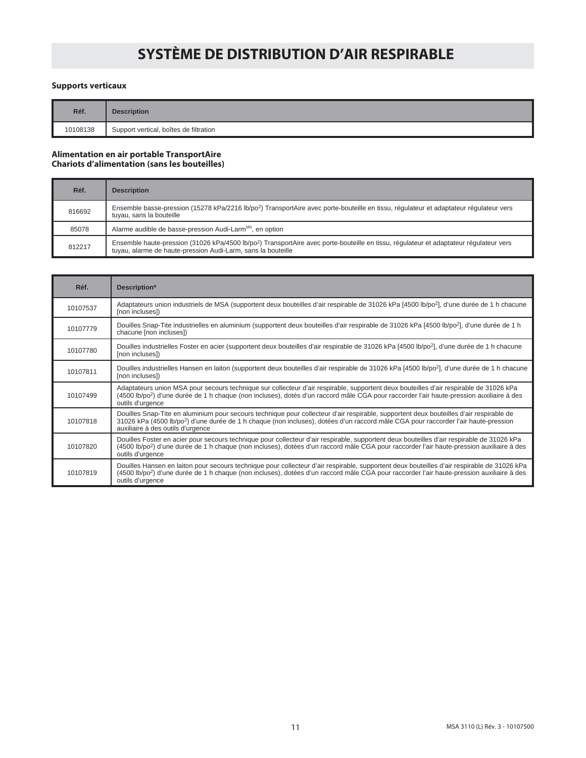# SYSTÈME DE DISTRIBUTION D'AIR RESPIRABLE

### Supports verticaux

| Réf. | Description |
|---|---|
| 10108138 | Support vertical, boîtes de filtration |

### Alimentation en air portable TransportAire
### Chariots d'alimentation (sans les bouteilles)

| Réf. | Description |
|---|---|
| 816692 | Ensemble basse-pression (15278 kPa/2216 lb/po²) TransportAire avec porte-bouteille en tissu, régulateur et adaptateur régulateur vers tuyau, sans la bouteille |
| 85078 | Alarme audible de basse-pression Audi-Larm[MD], en option |
| 812217 | Ensemble haute-pression (31026 kPa/4500 lb/po²) TransportAire avec porte-bouteille en tissu, régulateur et adaptateur régulateur vers tuyau, alarme de haute-pression Audi-Larm, sans la bouteille |

| Réf. | Description* |
|---|---|
| 10107537 | Adaptateurs union industriels de MSA (supportent deux bouteilles d'air respirable de 31026 kPa [4500 lb/po²], d'une durée de 1 h chacune [non incluses]) |
| 10107779 | Douilles Snap-Tite industrielles en aluminium (supportent deux bouteilles d'air respirable de 31026 kPa [4500 lb/po²], d'une durée de 1 h chacune [non incluses]) |
| 10107780 | Douilles industrielles Foster en acier (supportent deux bouteilles d'air respirable de 31026 kPa [4500 lb/po²], d'une durée de 1 h chacune [non incluses]) |
| 10107811 | Douilles industrielles Hansen en laiton (supportent deux bouteilles d'air respirable de 31026 kPa [4500 lb/po²], d'une durée de 1 h chacune [non incluses]) |
| 10107499 | Adaptateurs union MSA pour secours technique sur collecteur d'air respirable, supportent deux bouteilles d'air respirable de 31026 kPa (4500 lb/po²) d'une durée de 1 h chaque (non incluses), dotés d'un raccord mâle CGA pour raccorder l'air haute-pression auxiliaire à des outils d'urgence |
| 10107818 | Douilles Snap-Tite en aluminium pour secours technique pour collecteur d'air respirable, supportent deux bouteilles d'air respirable de 31026 kPa (4500 lb/po²) d'une durée de 1 h chaque (non incluses), dotées d'un raccord mâle CGA pour raccorder l'air haute-pression auxiliaire à des outils d'urgence |
| 10107820 | Douilles Foster en acier pour secours technique pour collecteur d'air respirable, supportent deux bouteilles d'air respirable de 31026 kPa (4500 lb/po²) d'une durée de 1 h chaque (non incluses), dotées d'un raccord mâle CGA pour raccorder l'air haute-pression auxiliaire à des outils d'urgence |
| 10107819 | Douilles Hansen en laiton pour secours technique pour collecteur d'air respirable, supportent deux bouteilles d'air respirable de 31026 kPa (4500 lb/po²) d'une durée de 1 h chaque (non incluses), dotées d'un raccord mâle CGA pour raccorder l'air haute-pression auxiliaire à des outils d'urgence |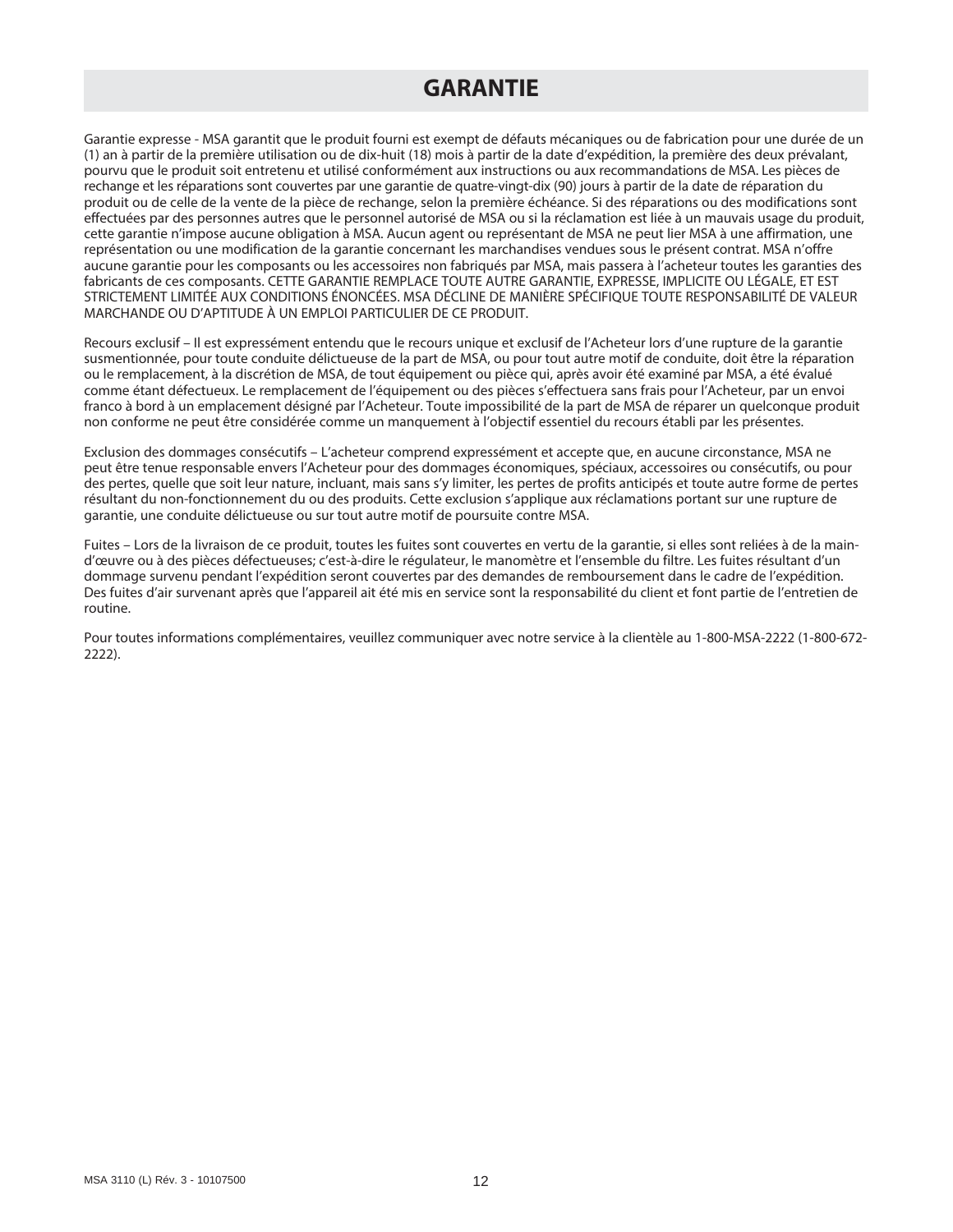# GARANTIE

Garantie expresse - MSA garantit que le produit fourni est exempt de défauts mécaniques ou de fabrication pour une durée de un (1) an à partir de la première utilisation ou de dix-huit (18) mois à partir de la date d'expédition, la première des deux prévalant, pourvu que le produit soit entretenu et utilisé conformément aux instructions ou aux recommandations de MSA. Les pièces de rechange et les réparations sont couvertes par une garantie de quatre-vingt-dix (90) jours à partir de la date de réparation du produit ou de celle de la vente de la pièce de rechange, selon la première échéance. Si des réparations ou des modifications sont effectuées par des personnes autres que le personnel autorisé de MSA ou si la réclamation est liée à un mauvais usage du produit, cette garantie n'impose aucune obligation à MSA. Aucun agent ou représentant de MSA ne peut lier MSA à une affirmation, une représentation ou une modification de la garantie concernant les marchandises vendues sous le présent contrat. MSA n'offre aucune garantie pour les composants ou les accessoires non fabriqués par MSA, mais passera à l'acheteur toutes les garanties des fabricants de ces composants. CETTE GARANTIE REMPLACE TOUTE AUTRE GARANTIE, EXPRESSE, IMPLICITE OU LÉGALE, ET EST STRICTEMENT LIMITÉE AUX CONDITIONS ÉNONCÉES. MSA DÉCLINE DE MANIÈRE SPÉCIFIQUE TOUTE RESPONSABILITÉ DE VALEUR MARCHANDE OU D'APTITUDE À UN EMPLOI PARTICULIER DE CE PRODUIT.

Recours exclusif – Il est expressément entendu que le recours unique et exclusif de l'Acheteur lors d'une rupture de la garantie susmentionnée, pour toute conduite délictueuse de la part de MSA, ou pour tout autre motif de conduite, doit être la réparation ou le remplacement, à la discrétion de MSA, de tout équipement ou pièce qui, après avoir été examiné par MSA, a été évalué comme étant défectueux. Le remplacement de l'équipement ou des pièces s'effectuera sans frais pour l'Acheteur, par un envoi franco à bord à un emplacement désigné par l'Acheteur. Toute impossibilité de la part de MSA de réparer un quelconque produit non conforme ne peut être considérée comme un manquement à l'objectif essentiel du recours établi par les présentes.

Exclusion des dommages consécutifs – L'acheteur comprend expressément et accepte que, en aucune circonstance, MSA ne peut être tenue responsable envers l'Acheteur pour des dommages économiques, spéciaux, accessoires ou consécutifs, ou pour des pertes, quelle que soit leur nature, incluant, mais sans s'y limiter, les pertes de profits anticipés et toute autre forme de pertes résultant du non-fonctionnement du ou des produits. Cette exclusion s'applique aux réclamations portant sur une rupture de garantie, une conduite délictueuse ou sur tout autre motif de poursuite contre MSA.

Fuites – Lors de la livraison de ce produit, toutes les fuites sont couvertes en vertu de la garantie, si elles sont reliées à de la main-d'œuvre ou à des pièces défectueuses; c'est-à-dire le régulateur, le manomètre et l'ensemble du filtre. Les fuites résultant d'un dommage survenu pendant l'expédition seront couvertes par des demandes de remboursement dans le cadre de l'expédition. Des fuites d'air survenant après que l'appareil ait été mis en service sont la responsabilité du client et font partie de l'entretien de routine.

Pour toutes informations complémentaires, veuillez communiquer avec notre service à la clientèle au 1-800-MSA-2222 (1-800-672-2222).